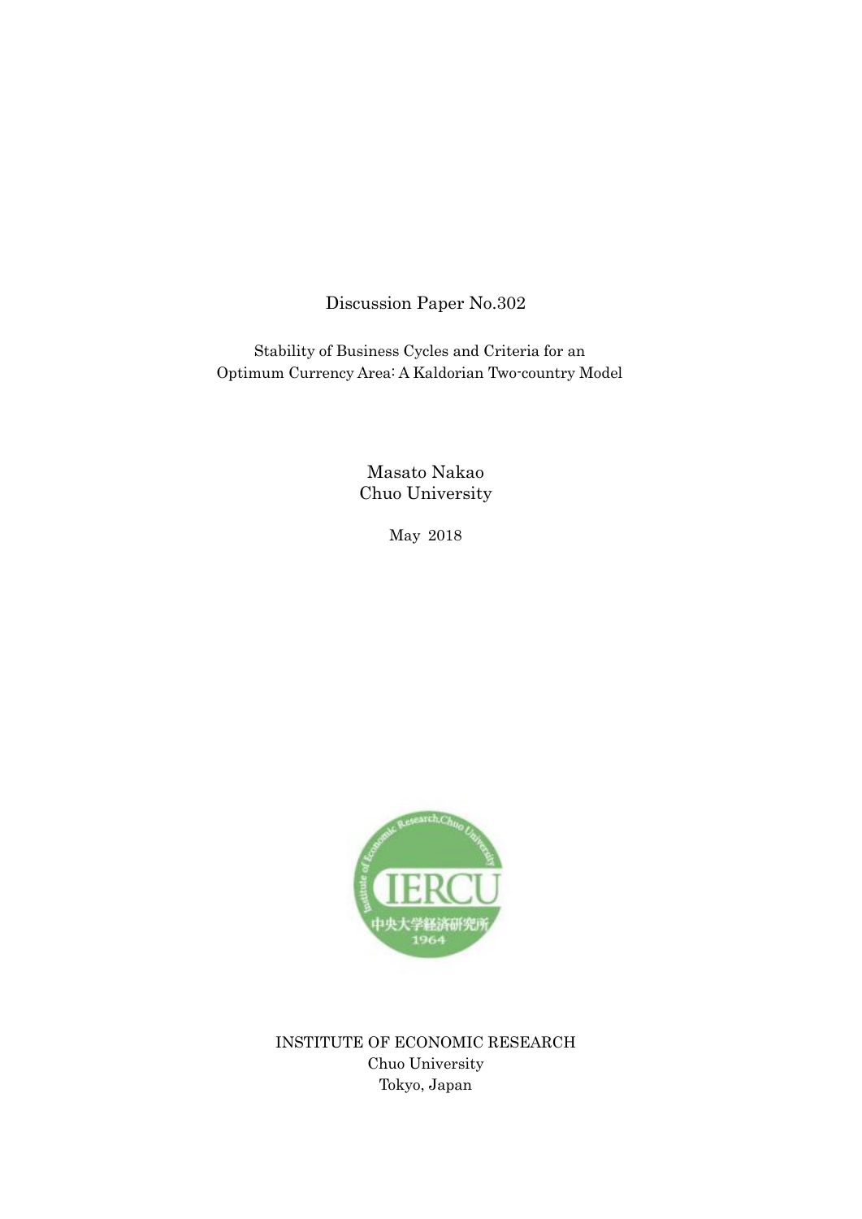Discussion Paper No.302

Stability of Business Cycles and Criteria for an Optimum Currency Area: A Kaldorian Two-country Model

Masato Nakao
Chuo University

May 2018

INSTITUTE OF ECONOMIC RESEARCH
Chuo University
Tokyo, Japan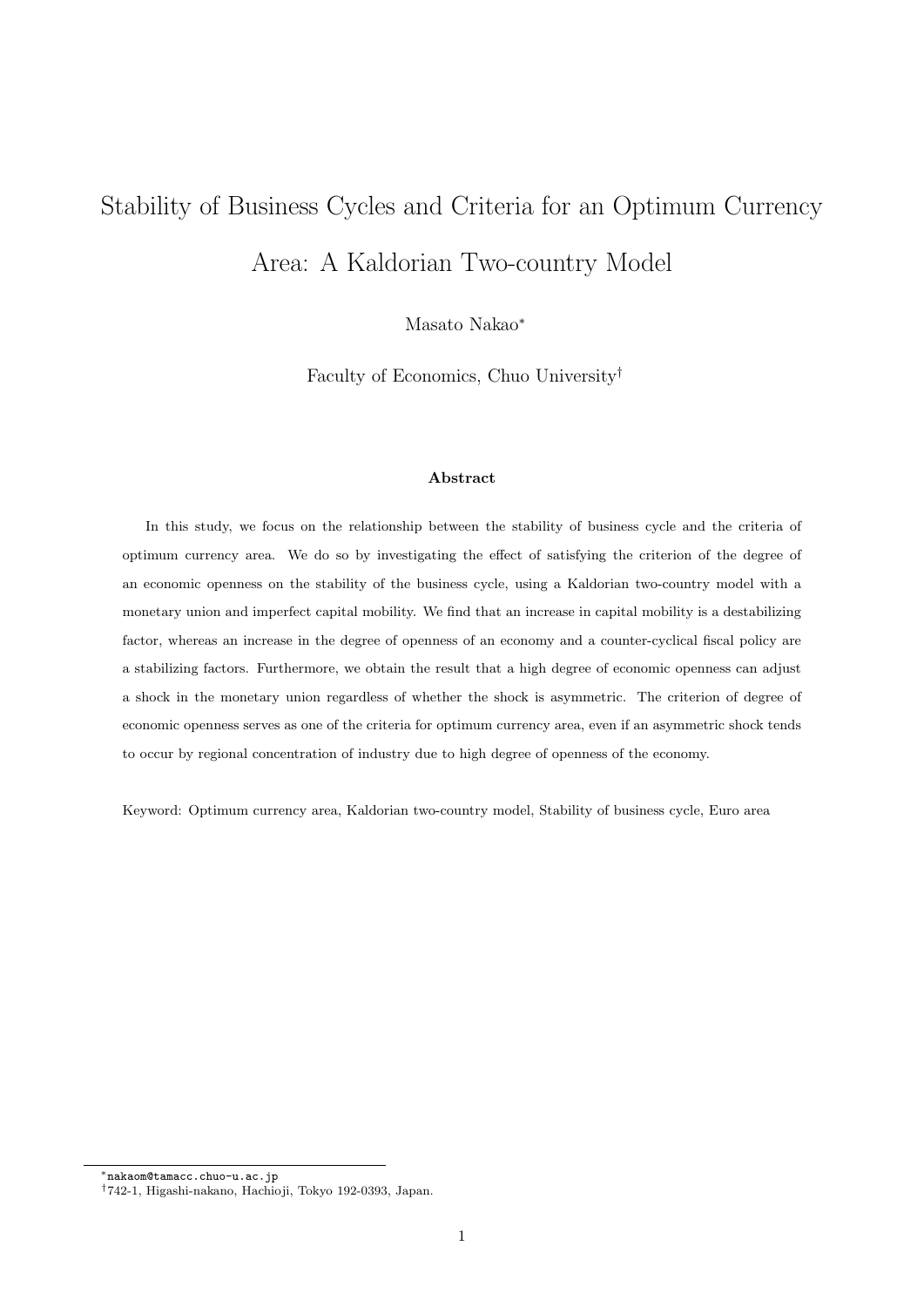# Stability of Business Cycles and Criteria for an Optimum Currency Area: A Kaldorian Two-country Model

Masato Nakao*

Faculty of Economics, Chuo University†

**Abstract**

In this study, we focus on the relationship between the stability of business cycle and the criteria of optimum currency area. We do so by investigating the effect of satisfying the criterion of the degree of an economic openness on the stability of the business cycle, using a Kaldorian two-country model with a monetary union and imperfect capital mobility. We find that an increase in capital mobility is a destabilizing factor, whereas an increase in the degree of openness of an economy and a counter-cyclical fiscal policy are a stabilizing factors. Furthermore, we obtain the result that a high degree of economic openness can adjust a shock in the monetary union regardless of whether the shock is asymmetric. The criterion of degree of economic openness serves as one of the criteria for optimum currency area, even if an asymmetric shock tends to occur by regional concentration of industry due to high degree of openness of the economy.

Keyword: Optimum currency area, Kaldorian two-country model, Stability of business cycle, Euro area

---

* nakaom@tamacc.chuo-u.ac.jp

† 742-1, Higashi-nakano, Hachioji, Tokyo 192-0393, Japan.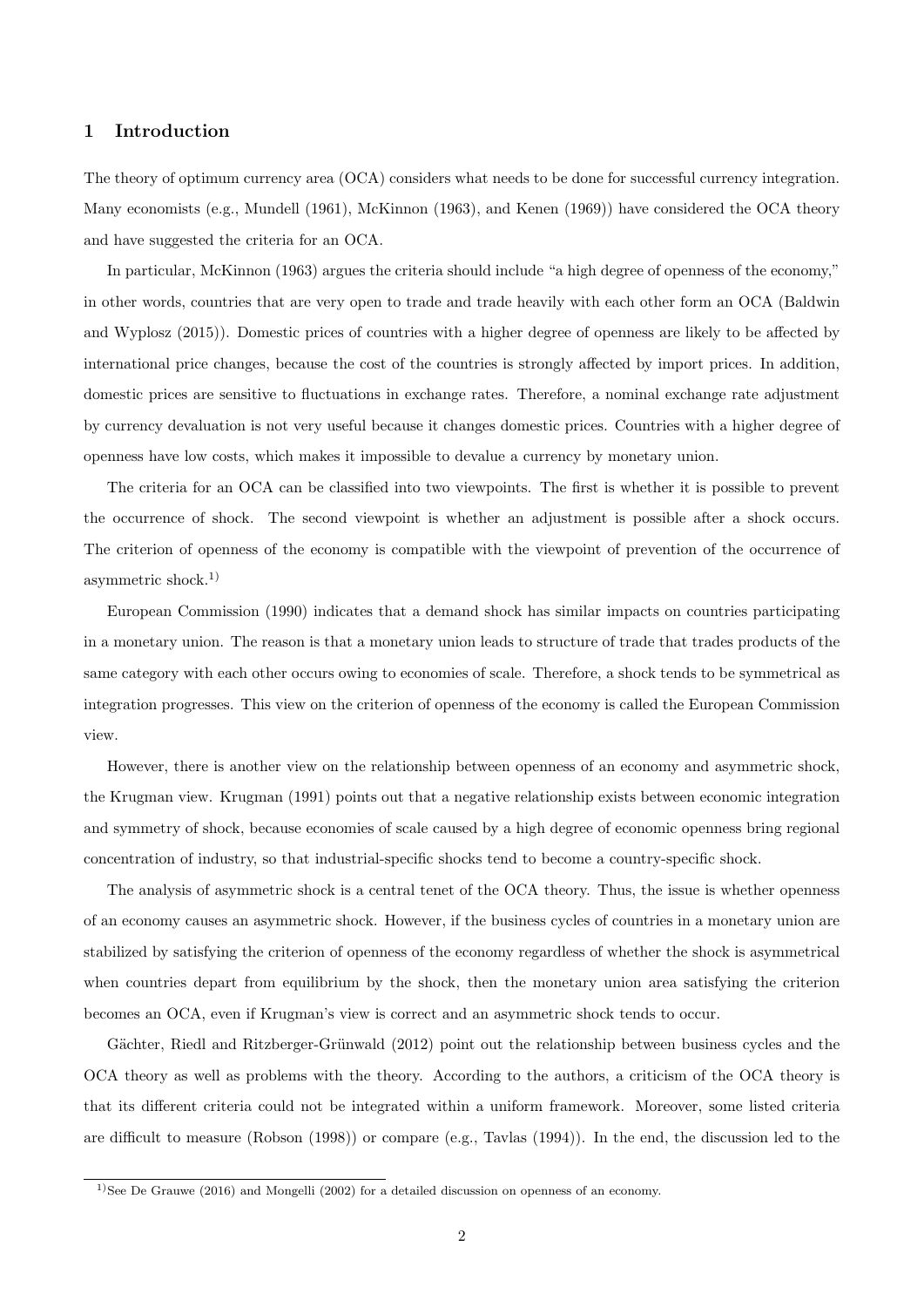## 1 Introduction

The theory of optimum currency area (OCA) considers what needs to be done for successful currency integration. Many economists (e.g., Mundell (1961), McKinnon (1963), and Kenen (1969)) have considered the OCA theory and have suggested the criteria for an OCA.

In particular, McKinnon (1963) argues the criteria should include "a high degree of openness of the economy," in other words, countries that are very open to trade and trade heavily with each other form an OCA (Baldwin and Wyplosz (2015)). Domestic prices of countries with a higher degree of openness are likely to be affected by international price changes, because the cost of the countries is strongly affected by import prices. In addition, domestic prices are sensitive to fluctuations in exchange rates. Therefore, a nominal exchange rate adjustment by currency devaluation is not very useful because it changes domestic prices. Countries with a higher degree of openness have low costs, which makes it impossible to devalue a currency by monetary union.

The criteria for an OCA can be classified into two viewpoints. The first is whether it is possible to prevent the occurrence of shock. The second viewpoint is whether an adjustment is possible after a shock occurs. The criterion of openness of the economy is compatible with the viewpoint of prevention of the occurrence of asymmetric shock.[1)]

European Commission (1990) indicates that a demand shock has similar impacts on countries participating in a monetary union. The reason is that a monetary union leads to structure of trade that trades products of the same category with each other occurs owing to economies of scale. Therefore, a shock tends to be symmetrical as integration progresses. This view on the criterion of openness of the economy is called the European Commission view.

However, there is another view on the relationship between openness of an economy and asymmetric shock, the Krugman view. Krugman (1991) points out that a negative relationship exists between economic integration and symmetry of shock, because economies of scale caused by a high degree of economic openness bring regional concentration of industry, so that industrial-specific shocks tend to become a country-specific shock.

The analysis of asymmetric shock is a central tenet of the OCA theory. Thus, the issue is whether openness of an economy causes an asymmetric shock. However, if the business cycles of countries in a monetary union are stabilized by satisfying the criterion of openness of the economy regardless of whether the shock is asymmetrical when countries depart from equilibrium by the shock, then the monetary union area satisfying the criterion becomes an OCA, even if Krugman's view is correct and an asymmetric shock tends to occur.

Gächter, Riedl and Ritzberger-Grünwald (2012) point out the relationship between business cycles and the OCA theory as well as problems with the theory. According to the authors, a criticism of the OCA theory is that its different criteria could not be integrated within a uniform framework. Moreover, some listed criteria are difficult to measure (Robson (1998)) or compare (e.g., Tavlas (1994)). In the end, the discussion led to the

---

[1)] See De Grauwe (2016) and Mongelli (2002) for a detailed discussion on openness of an economy.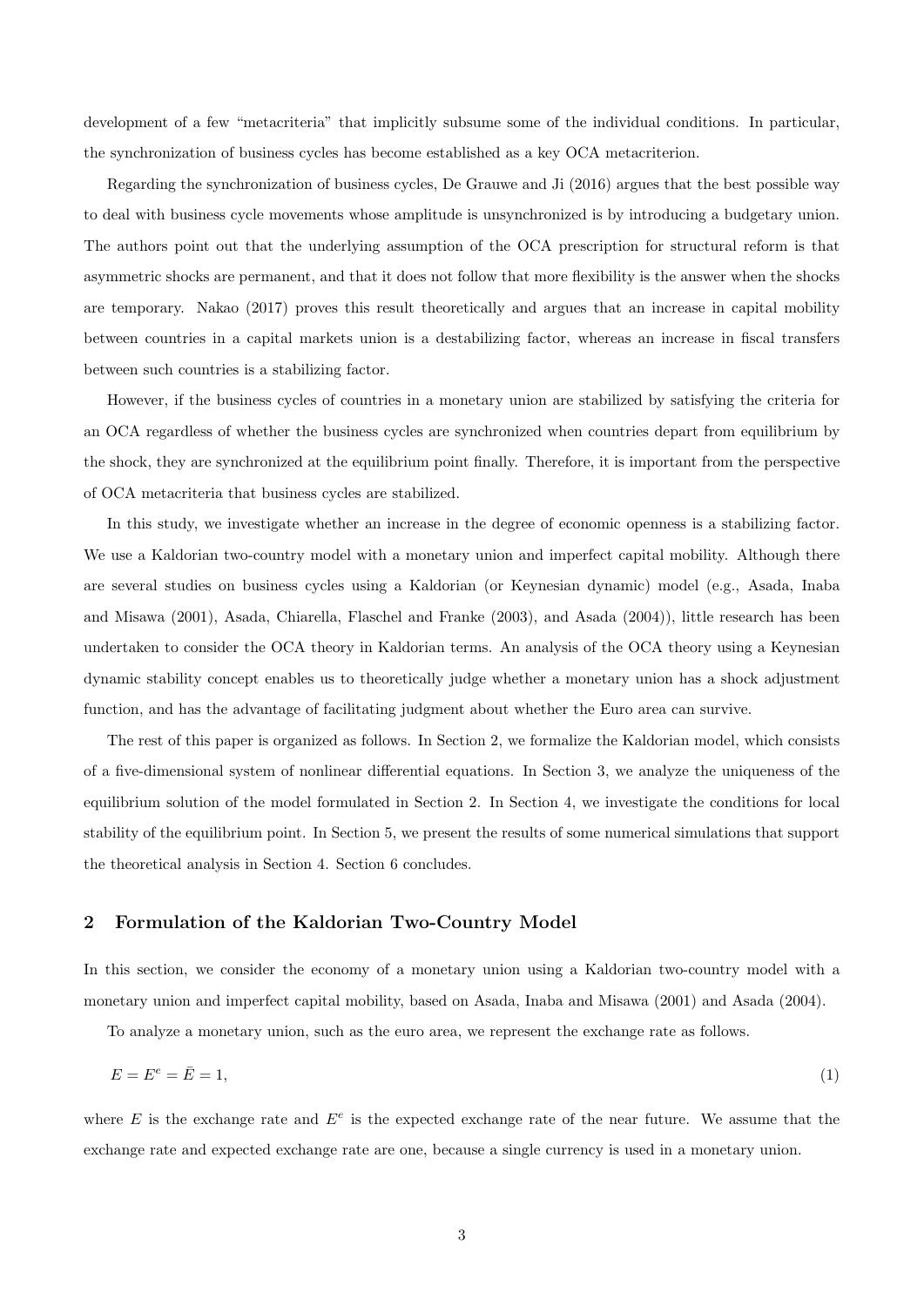development of a few "metacriteria" that implicitly subsume some of the individual conditions. In particular, the synchronization of business cycles has become established as a key OCA metacriterion.

Regarding the synchronization of business cycles, De Grauwe and Ji (2016) argues that the best possible way to deal with business cycle movements whose amplitude is unsynchronized is by introducing a budgetary union. The authors point out that the underlying assumption of the OCA prescription for structural reform is that asymmetric shocks are permanent, and that it does not follow that more flexibility is the answer when the shocks are temporary. Nakao (2017) proves this result theoretically and argues that an increase in capital mobility between countries in a capital markets union is a destabilizing factor, whereas an increase in fiscal transfers between such countries is a stabilizing factor.

However, if the business cycles of countries in a monetary union are stabilized by satisfying the criteria for an OCA regardless of whether the business cycles are synchronized when countries depart from equilibrium by the shock, they are synchronized at the equilibrium point finally. Therefore, it is important from the perspective of OCA metacriteria that business cycles are stabilized.

In this study, we investigate whether an increase in the degree of economic openness is a stabilizing factor. We use a Kaldorian two-country model with a monetary union and imperfect capital mobility. Although there are several studies on business cycles using a Kaldorian (or Keynesian dynamic) model (e.g., Asada, Inaba and Misawa (2001), Asada, Chiarella, Flaschel and Franke (2003), and Asada (2004)), little research has been undertaken to consider the OCA theory in Kaldorian terms. An analysis of the OCA theory using a Keynesian dynamic stability concept enables us to theoretically judge whether a monetary union has a shock adjustment function, and has the advantage of facilitating judgment about whether the Euro area can survive.

The rest of this paper is organized as follows. In Section 2, we formalize the Kaldorian model, which consists of a five-dimensional system of nonlinear differential equations. In Section 3, we analyze the uniqueness of the equilibrium solution of the model formulated in Section 2. In Section 4, we investigate the conditions for local stability of the equilibrium point. In Section 5, we present the results of some numerical simulations that support the theoretical analysis in Section 4. Section 6 concludes.

## 2 Formulation of the Kaldorian Two-Country Model

In this section, we consider the economy of a monetary union using a Kaldorian two-country model with a monetary union and imperfect capital mobility, based on Asada, Inaba and Misawa (2001) and Asada (2004).

To analyze a monetary union, such as the euro area, we represent the exchange rate as follows.

$$E = E^e = \bar{E} = 1, \tag{1}$$

where $E$ is the exchange rate and $E^e$ is the expected exchange rate of the near future. We assume that the exchange rate and expected exchange rate are one, because a single currency is used in a monetary union.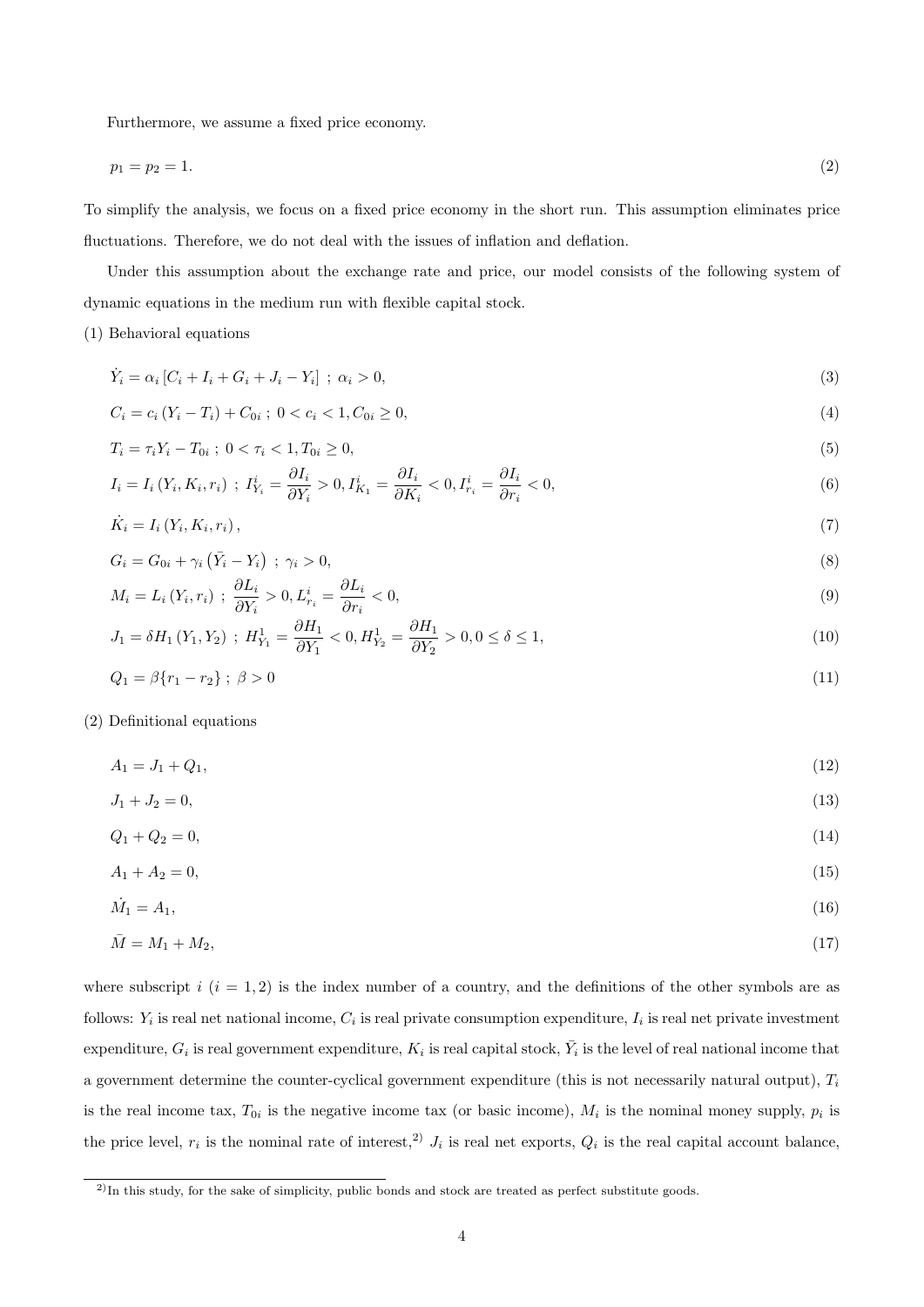Furthermore, we assume a fixed price economy.

$$p_1 = p_2 = 1. \tag{2}$$

To simplify the analysis, we focus on a fixed price economy in the short run. This assumption eliminates price fluctuations. Therefore, we do not deal with the issues of inflation and deflation.

Under this assumption about the exchange rate and price, our model consists of the following system of dynamic equations in the medium run with flexible capital stock.

(1) Behavioral equations

$$\dot{Y}_i = \alpha_i \left[ C_i + I_i + G_i + J_i - Y_i \right] \; ; \; \alpha_i > 0, \tag{3}$$

$$C_i = c_i \left( Y_i - T_i \right) + C_{0i} \; ; \; 0 < c_i < 1, C_{0i} \geq 0, \tag{4}$$

$$T_i = \tau_i Y_i - T_{0i} \; ; \; 0 < \tau_i < 1, T_{0i} \geq 0, \tag{5}$$

$$I_i = I_i \left( Y_i, K_i, r_i \right) \; ; \; I^i_{Y_i} = \frac{\partial I_i}{\partial Y_i} > 0, I^i_{K_1} = \frac{\partial I_i}{\partial K_i} < 0, I^i_{r_i} = \frac{\partial I_i}{\partial r_i} < 0, \tag{6}$$

$$\dot{K}_i = I_i \left( Y_i, K_i, r_i \right), \tag{7}$$

$$G_i = G_{0i} + \gamma_i \left( \bar{Y}_i - Y_i \right) \; ; \; \gamma_i > 0, \tag{8}$$

$$M_i = L_i \left( Y_i, r_i \right) \; ; \; \frac{\partial L_i}{\partial Y_i} > 0, L^i_{r_i} = \frac{\partial L_i}{\partial r_i} < 0, \tag{9}$$

$$J_1 = \delta H_1 \left( Y_1, Y_2 \right) \; ; \; H^1_{Y_1} = \frac{\partial H_1}{\partial Y_1} < 0, H^1_{Y_2} = \frac{\partial H_1}{\partial Y_2} > 0, 0 \leq \delta \leq 1, \tag{10}$$

$$Q_1 = \beta \{ r_1 - r_2 \} \; ; \; \beta > 0 \tag{11}$$

(2) Definitional equations

$$A_1 = J_1 + Q_1, \tag{12}$$

$$J_1 + J_2 = 0, \tag{13}$$

$$Q_1 + Q_2 = 0, \tag{14}$$

$$A_1 + A_2 = 0, \tag{15}$$

$$\dot{M}_1 = A_1, \tag{16}$$

$$\bar{M} = M_1 + M_2, \tag{17}$$

where subscript $i$ ($i = 1, 2$) is the index number of a country, and the definitions of the other symbols are as follows: $Y_i$ is real net national income, $C_i$ is real private consumption expenditure, $I_i$ is real net private investment expenditure, $G_i$ is real government expenditure, $K_i$ is real capital stock, $\bar{Y}_i$ is the level of real national income that a government determine the counter-cyclical government expenditure (this is not necessarily natural output), $T_i$ is the real income tax, $T_{0i}$ is the negative income tax (or basic income), $M_i$ is the nominal money supply, $p_i$ is the price level, $r_i$ is the nominal rate of interest,[2] $J_i$ is real net exports, $Q_i$ is the real capital account balance,

[2] In this study, for the sake of simplicity, public bonds and stock are treated as perfect substitute goods.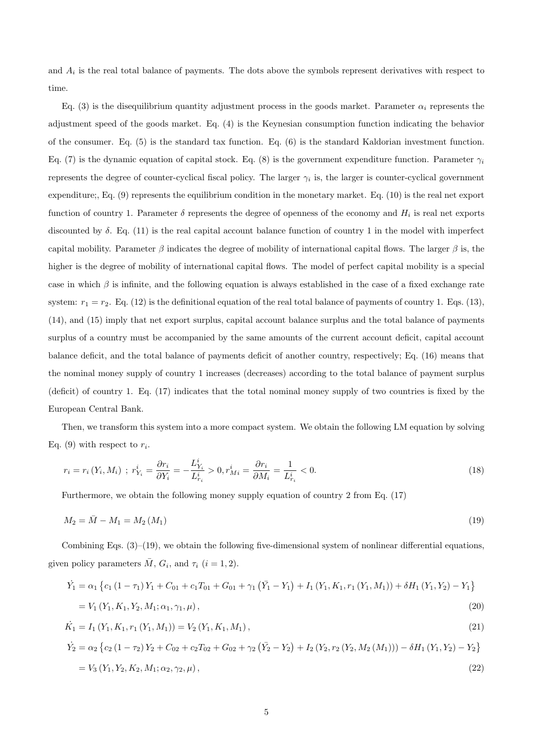and $A_i$ is the real total balance of payments. The dots above the symbols represent derivatives with respect to time.

Eq. (3) is the disequilibrium quantity adjustment process in the goods market. Parameter $\alpha_i$ represents the adjustment speed of the goods market. Eq. (4) is the Keynesian consumption function indicating the behavior of the consumer. Eq. (5) is the standard tax function. Eq. (6) is the standard Kaldorian investment function. Eq. (7) is the dynamic equation of capital stock. Eq. (8) is the government expenditure function. Parameter $\gamma_i$ represents the degree of counter-cyclical fiscal policy. The larger $\gamma_i$ is, the larger is counter-cyclical government expenditure;, Eq. (9) represents the equilibrium condition in the monetary market. Eq. (10) is the real net export function of country 1. Parameter $\delta$ represents the degree of openness of the economy and $H_i$ is real net exports discounted by $\delta$. Eq. (11) is the real capital account balance function of country 1 in the model with imperfect capital mobility. Parameter $\beta$ indicates the degree of mobility of international capital flows. The larger $\beta$ is, the higher is the degree of mobility of international capital flows. The model of perfect capital mobility is a special case in which $\beta$ is infinite, and the following equation is always established in the case of a fixed exchange rate system: $r_1 = r_2$. Eq. (12) is the definitional equation of the real total balance of payments of country 1. Eqs. (13), (14), and (15) imply that net export surplus, capital account balance surplus and the total balance of payments surplus of a country must be accompanied by the same amounts of the current account deficit, capital account balance deficit, and the total balance of payments deficit of another country, respectively; Eq. (16) means that the nominal money supply of country 1 increases (decreases) according to the total balance of payment surplus (deficit) of country 1. Eq. (17) indicates that the total nominal money supply of two countries is fixed by the European Central Bank.

Then, we transform this system into a more compact system. We obtain the following LM equation by solving Eq. (9) with respect to $r_i$.

$$r_i = r_i\left(Y_i, M_i\right) \; ; \; r^i_{Y_i} = \frac{\partial r_i}{\partial Y_i} = -\frac{L^i_{Y_i}}{L^i_{r_i}} > 0, r^i_{Mi} = \frac{\partial r_i}{\partial M_i} = \frac{1}{L^i_{r_i}} < 0. \tag{18}$$

Furthermore, we obtain the following money supply equation of country 2 from Eq. (17)

$$M_2 = \bar{M} - M_1 = M_2\left(M_1\right) \tag{19}$$

Combining Eqs. (3)–(19), we obtain the following five-dimensional system of nonlinear differential equations, given policy parameters $\bar{M}$, $G_i$, and $\tau_i$ $(i = 1, 2)$.

$$\dot{Y_1} = \alpha_1 \left\{c_1\left(1-\tau_1\right)Y_1 + C_{01} + c_1 T_{01} + G_{01} + \gamma_1\left(\bar{Y_1} - Y_1\right) + I_1\left(Y_1, K_1, r_1\left(Y_1, M_1\right)\right) + \delta H_1\left(Y_1, Y_2\right) - Y_1\right\}$$

$$= V_1\left(Y_1, K_1, Y_2, M_1; \alpha_1, \gamma_1, \mu\right), \tag{20}$$

$$\dot{K_1} = I_1\left(Y_1, K_1, r_1\left(Y_1, M_1\right)\right) = V_2\left(Y_1, K_1, M_1\right), \tag{21}$$

$$\dot{Y_2} = \alpha_2 \left\{c_2\left(1-\tau_2\right)Y_2 + C_{02} + c_2 T_{02} + G_{02} + \gamma_2\left(\bar{Y_2} - Y_2\right) + I_2\left(Y_2, r_2\left(Y_2, M_2\left(M_1\right)\right)\right) - \delta H_1\left(Y_1, Y_2\right) - Y_2\right\}$$

$$= V_3\left(Y_1, Y_2, K_2, M_1; \alpha_2, \gamma_2, \mu\right), \tag{22}$$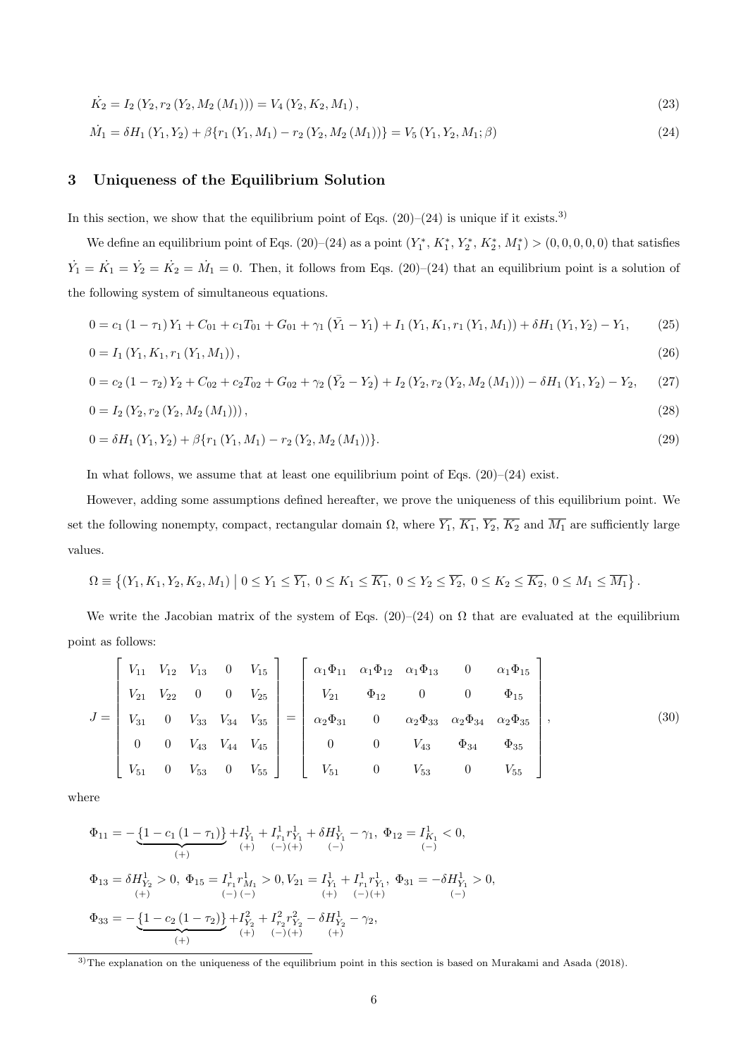$$\dot{K}_2 = I_2\left(Y_2, r_2\left(Y_2, M_2\left(M_1\right)\right)\right) = V_4\left(Y_2, K_2, M_1\right), \tag{23}$$

$$\dot{M}_1 = \delta H_1\left(Y_1, Y_2\right) + \beta\{r_1\left(Y_1, M_1\right) - r_2\left(Y_2, M_2\left(M_1\right)\right)\} = V_5\left(Y_1, Y_2, M_1; \beta\right) \tag{24}$$

## 3 Uniqueness of the Equilibrium Solution

In this section, we show that the equilibrium point of Eqs. (20)–(24) is unique if it exists.[3)]

We define an equilibrium point of Eqs. (20)–(24) as a point $(Y_1^*, K_1^*, Y_2^*, K_2^*, M_1^*) > (0, 0, 0, 0, 0)$ that satisfies $\dot{Y}_1 = \dot{K}_1 = \dot{Y}_2 = \dot{K}_2 = \dot{M}_1 = 0$. Then, it follows from Eqs. (20)–(24) that an equilibrium point is a solution of the following system of simultaneous equations.

$$0 = c_1\left(1-\tau_1\right)Y_1 + C_{01} + c_1 T_{01} + G_{01} + \gamma_1\left(\bar{Y}_1 - Y_1\right) + I_1\left(Y_1, K_1, r_1\left(Y_1, M_1\right)\right) + \delta H_1\left(Y_1, Y_2\right) - Y_1, \tag{25}$$

$$0 = I_1\left(Y_1, K_1, r_1\left(Y_1, M_1\right)\right), \tag{26}$$

$$0 = c_2\left(1-\tau_2\right)Y_2 + C_{02} + c_2 T_{02} + G_{02} + \gamma_2\left(\bar{Y}_2 - Y_2\right) + I_2\left(Y_2, r_2\left(Y_2, M_2\left(M_1\right)\right)\right) - \delta H_1\left(Y_1, Y_2\right) - Y_2, \tag{27}$$

$$0 = I_2\left(Y_2, r_2\left(Y_2, M_2\left(M_1\right)\right)\right), \tag{28}$$

$$0 = \delta H_1\left(Y_1, Y_2\right) + \beta\{r_1\left(Y_1, M_1\right) - r_2\left(Y_2, M_2\left(M_1\right)\right)\}. \tag{29}$$

In what follows, we assume that at least one equilibrium point of Eqs. (20)–(24) exist.

However, adding some assumptions defined hereafter, we prove the uniqueness of this equilibrium point. We set the following nonempty, compact, rectangular domain $\Omega$, where $\overline{Y_1}$, $\overline{K_1}$, $\overline{Y_2}$, $\overline{K_2}$ and $\overline{M_1}$ are sufficiently large values.

$$\Omega \equiv \left\{(Y_1, K_1, Y_2, K_2, M_1) \;\middle|\; 0 \le Y_1 \le \overline{Y_1},\ 0 \le K_1 \le \overline{K_1},\ 0 \le Y_2 \le \overline{Y_2},\ 0 \le K_2 \le \overline{K_2},\ 0 \le M_1 \le \overline{M_1}\right\}.$$

We write the Jacobian matrix of the system of Eqs. (20)–(24) on $\Omega$ that are evaluated at the equilibrium point as follows:

$$J = \begin{bmatrix} V_{11} & V_{12} & V_{13} & 0 & V_{15} \\ V_{21} & V_{22} & 0 & 0 & V_{25} \\ V_{31} & 0 & V_{33} & V_{34} & V_{35} \\ 0 & 0 & V_{43} & V_{44} & V_{45} \\ V_{51} & 0 & V_{53} & 0 & V_{55} \end{bmatrix} = \begin{bmatrix} \alpha_1\Phi_{11} & \alpha_1\Phi_{12} & \alpha_1\Phi_{13} & 0 & \alpha_1\Phi_{15} \\ V_{21} & \Phi_{12} & 0 & 0 & \Phi_{15} \\ \alpha_2\Phi_{31} & 0 & \alpha_2\Phi_{33} & \alpha_2\Phi_{34} & \alpha_2\Phi_{35} \\ 0 & 0 & V_{43} & \Phi_{34} & \Phi_{35} \\ V_{51} & 0 & V_{53} & 0 & V_{55} \end{bmatrix}, \tag{30}$$

where

$$\Phi_{11} = -\underbrace{\{1 - c_1\left(1-\tau_1\right)\}}_{(+)} + \underset{(+)}{I^1_{Y_1}} + \underset{(-)}{I^1_{r_1}}\underset{(+)}{r^1_{Y_1}} + \underset{(-)}{\delta H^1_{Y_1}} - \gamma_1,\ \Phi_{12} = \underset{(-)}{I^1_{K_1}} < 0,$$

$$\Phi_{13} = \underset{(+)}{\delta H^1_{Y_2}} > 0,\ \Phi_{15} = \underset{(-)}{I^1_{r_1}}\underset{(-)}{r^1_{M_1}} > 0, V_{21} = \underset{(+)}{I^1_{Y_1}} + \underset{(-)}{I^1_{r_1}}\underset{(+)}{r^1_{Y_1}},\ \Phi_{31} = -\underset{(-)}{\delta H^1_{Y_1}} > 0,$$

$$\Phi_{33} = -\underbrace{\{1 - c_2\left(1-\tau_2\right)\}}_{(+)} + \underset{(+)}{I^2_{Y_2}} + \underset{(-)}{I^2_{r_2}}\underset{(+)}{r^2_{Y_2}} - \underset{(+)}{\delta H^1_{Y_2}} - \gamma_2,$$

---

[3)] The explanation on the uniqueness of the equilibrium point in this section is based on Murakami and Asada (2018).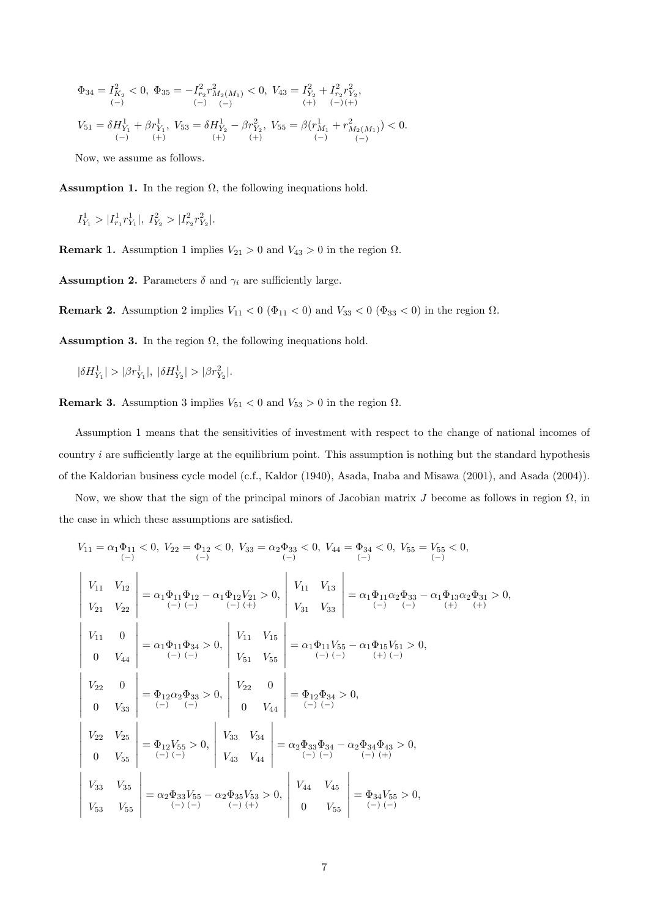$$\Phi_{34} = \underset{(-)}{I^2_{K_2}} < 0,\ \Phi_{35} = -\underset{(-)}{I^2_{r_2}}\underset{(-)}{r^2_{M_2(M_1)}} < 0,\ V_{43} = \underset{(+)}{I^2_{Y_2}} + \underset{(-)}{I^2_{r_2}}\underset{(+)}{r^2_{Y_2}},$$

$$V_{51} = \delta \underset{(-)}{H^1_{Y_1}} + \beta \underset{(+)}{r^1_{Y_1}},\ V_{53} = \delta \underset{(+)}{H^1_{Y_2}} - \beta \underset{(+)}{r^2_{Y_2}},\ V_{55} = \beta(\underset{(-)}{r^1_{M_1}} + \underset{(-)}{r^2_{M_2(M_1)}}) < 0.$$

Now, we assume as follows.

**Assumption 1.** In the region $\Omega$, the following inequations hold.

$$I^1_{Y_1} > |I^1_{r_1} r^1_{Y_1}|,\ I^2_{Y_2} > |I^2_{r_2} r^2_{Y_2}|.$$

**Remark 1.** Assumption 1 implies $V_{21} > 0$ and $V_{43} > 0$ in the region $\Omega$.

**Assumption 2.** Parameters $\delta$ and $\gamma_i$ are sufficiently large.

**Remark 2.** Assumption 2 implies $V_{11} < 0$ ($\Phi_{11} < 0$) and $V_{33} < 0$ ($\Phi_{33} < 0$) in the region $\Omega$.

**Assumption 3.** In the region $\Omega$, the following inequations hold.

$$|\delta H^1_{Y_1}| > |\beta r^1_{Y_1}|,\ |\delta H^1_{Y_2}| > |\beta r^2_{Y_2}|.$$

**Remark 3.** Assumption 3 implies $V_{51} < 0$ and $V_{53} > 0$ in the region $\Omega$.

Assumption 1 means that the sensitivities of investment with respect to the change of national incomes of country $i$ are sufficiently large at the equilibrium point. This assumption is nothing but the standard hypothesis of the Kaldorian business cycle model (c.f., Kaldor (1940), Asada, Inaba and Misawa (2001), and Asada (2004)).

Now, we show that the sign of the principal minors of Jacobian matrix $J$ become as follows in region $\Omega$, in the case in which these assumptions are satisfied.

$$V_{11} = \alpha_1 \underset{(-)}{\Phi_{11}} < 0,\ V_{22} = \underset{(-)}{\Phi_{12}} < 0,\ V_{33} = \alpha_2 \underset{(-)}{\Phi_{33}} < 0,\ V_{44} = \underset{(-)}{\Phi_{34}} < 0,\ V_{55} = \underset{(-)}{V_{55}} < 0,$$

$$\begin{vmatrix} V_{11} & V_{12} \\ V_{21} & V_{22} \end{vmatrix} = \alpha_1 \underset{(-)}{\Phi_{11}} \underset{(-)}{\Phi_{12}} - \alpha_1 \underset{(-)}{\Phi_{12}} \underset{(+)}{V_{21}} > 0,\ \begin{vmatrix} V_{11} & V_{13} \\ V_{31} & V_{33} \end{vmatrix} = \alpha_1 \underset{(-)}{\Phi_{11}} \alpha_2 \underset{(-)}{\Phi_{33}} - \alpha_1 \underset{(+)}{\Phi_{13}} \alpha_2 \underset{(+)}{\Phi_{31}} > 0,$$

$$\begin{vmatrix} V_{11} & 0 \\ 0 & V_{44} \end{vmatrix} = \alpha_1 \underset{(-)}{\Phi_{11}} \underset{(-)}{\Phi_{34}} > 0,\ \begin{vmatrix} V_{11} & V_{15} \\ V_{51} & V_{55} \end{vmatrix} = \alpha_1 \underset{(-)}{\Phi_{11}} \underset{(-)}{V_{55}} - \alpha_1 \underset{(+)}{\Phi_{15}} \underset{(-)}{V_{51}} > 0,$$

$$\begin{vmatrix} V_{22} & 0 \\ 0 & V_{33} \end{vmatrix} = \underset{(-)}{\Phi_{12}} \alpha_2 \underset{(-)}{\Phi_{33}} > 0,\ \begin{vmatrix} V_{22} & 0 \\ 0 & V_{44} \end{vmatrix} = \underset{(-)}{\Phi_{12}} \underset{(-)}{\Phi_{34}} > 0,$$

$$\begin{vmatrix} V_{22} & V_{25} \\ 0 & V_{55} \end{vmatrix} = \underset{(-)}{\Phi_{12}} \underset{(-)}{V_{55}} > 0,\ \begin{vmatrix} V_{33} & V_{34} \\ V_{43} & V_{44} \end{vmatrix} = \alpha_2 \underset{(-)}{\Phi_{33}} \underset{(-)}{\Phi_{34}} - \alpha_2 \underset{(-)}{\Phi_{34}} \underset{(+)}{\Phi_{43}} > 0,$$

$$\begin{vmatrix} V_{33} & V_{35} \\ V_{53} & V_{55} \end{vmatrix} = \alpha_2 \underset{(-)}{\Phi_{33}} \underset{(-)}{V_{55}} - \alpha_2 \underset{(-)}{\Phi_{35}} \underset{(+)}{V_{53}} > 0,\ \begin{vmatrix} V_{44} & V_{45} \\ 0 & V_{55} \end{vmatrix} = \underset{(-)}{\Phi_{34}} \underset{(-)}{V_{55}} > 0,$$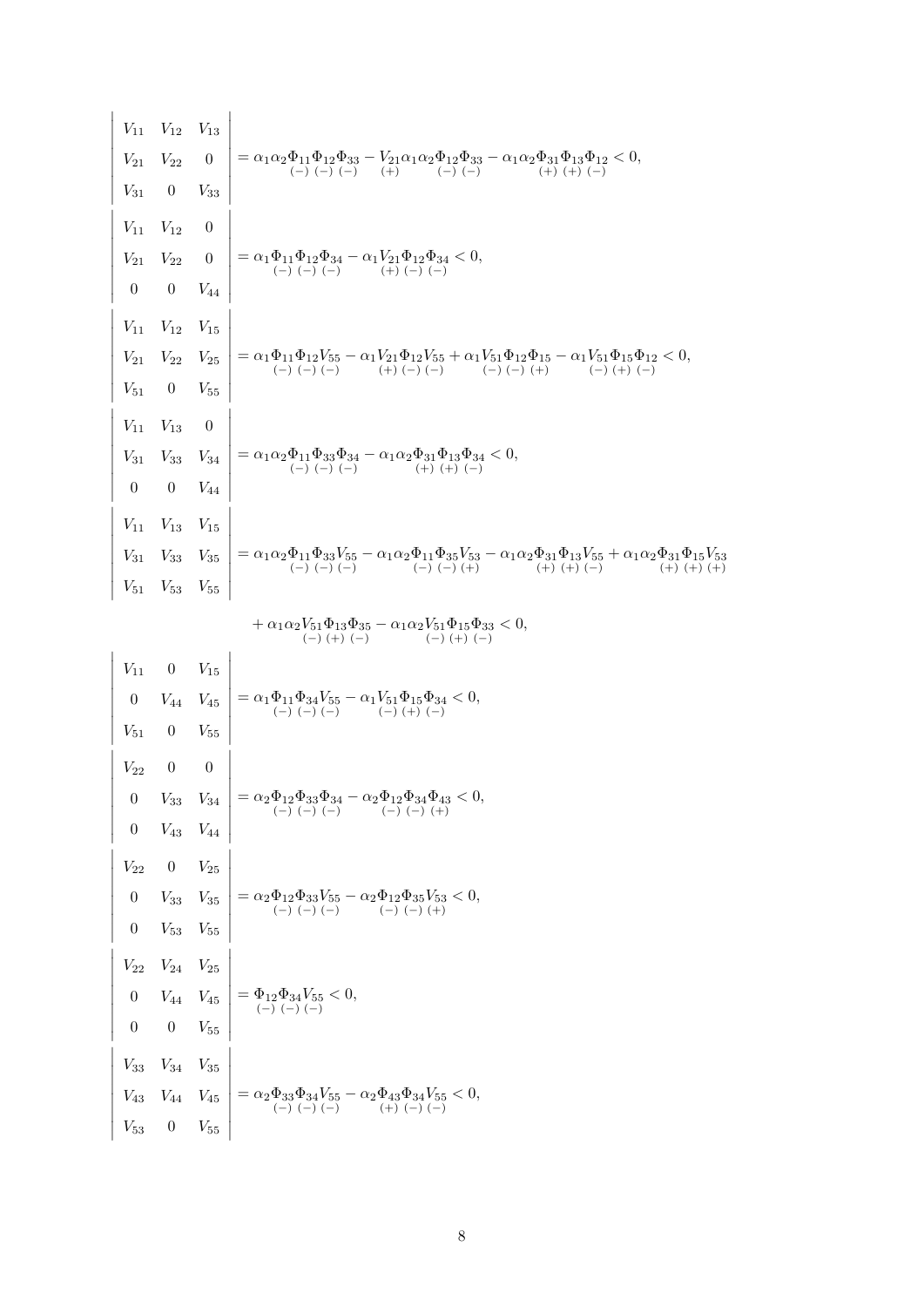$$
\begin{vmatrix} V_{11} & V_{12} & V_{13} \\ V_{21} & V_{22} & 0 \\ V_{31} & 0 & V_{33} \end{vmatrix} = \alpha_1\alpha_2 \underset{(-)}{\Phi_{11}} \underset{(-)}{\Phi_{12}} \underset{(-)}{\Phi_{33}} - \underset{(+)}{V_{21}} \alpha_1\alpha_2 \underset{(-)}{\Phi_{12}} \underset{(-)}{\Phi_{33}} - \alpha_1\alpha_2 \underset{(+)}{\Phi_{31}} \underset{(+)}{\Phi_{13}} \underset{(-)}{\Phi_{12}} < 0,
$$

$$
\begin{vmatrix} V_{11} & V_{12} & 0 \\ V_{21} & V_{22} & 0 \\ 0 & 0 & V_{44} \end{vmatrix} = \alpha_1 \underset{(-)}{\Phi_{11}} \underset{(-)}{\Phi_{12}} \underset{(-)}{\Phi_{34}} - \alpha_1 \underset{(+)}{V_{21}} \underset{(-)}{\Phi_{12}} \underset{(-)}{\Phi_{34}} < 0,
$$

$$
\begin{vmatrix} V_{11} & V_{12} & V_{15} \\ V_{21} & V_{22} & V_{25} \\ V_{51} & 0 & V_{55} \end{vmatrix} = \alpha_1 \underset{(-)}{\Phi_{11}} \underset{(-)}{\Phi_{12}} \underset{(-)}{V_{55}} - \alpha_1 \underset{(+)}{V_{21}} \underset{(-)}{\Phi_{12}} \underset{(-)}{V_{55}} + \alpha_1 \underset{(-)}{V_{51}} \underset{(-)}{\Phi_{12}} \underset{(+)}{\Phi_{15}} - \alpha_1 \underset{(-)}{V_{51}} \underset{(+)}{\Phi_{15}} \underset{(-)}{\Phi_{12}} < 0,
$$

$$
\begin{vmatrix} V_{11} & V_{13} & 0 \\ V_{31} & V_{33} & V_{34} \\ 0 & 0 & V_{44} \end{vmatrix} = \alpha_1\alpha_2 \underset{(-)}{\Phi_{11}} \underset{(-)}{\Phi_{33}} \underset{(-)}{\Phi_{34}} - \alpha_1\alpha_2 \underset{(+)}{\Phi_{31}} \underset{(+)}{\Phi_{13}} \underset{(-)}{\Phi_{34}} < 0,
$$

$$
\begin{vmatrix} V_{11} & V_{13} & V_{15} \\ V_{31} & V_{33} & V_{35} \\ V_{51} & V_{53} & V_{55} \end{vmatrix} = \alpha_1\alpha_2 \underset{(-)}{\Phi_{11}} \underset{(-)}{\Phi_{33}} \underset{(-)}{V_{55}} - \alpha_1\alpha_2 \underset{(-)}{\Phi_{11}} \underset{(-)}{\Phi_{35}} \underset{(+)}{V_{53}} - \alpha_1\alpha_2 \underset{(+)}{\Phi_{31}} \underset{(+)}{\Phi_{13}} \underset{(-)}{V_{55}} + \alpha_1\alpha_2 \underset{(+)}{\Phi_{31}} \underset{(+)}{\Phi_{15}} \underset{(+)}{V_{53}}
$$

$$
+ \alpha_1\alpha_2 \underset{(-)}{V_{51}} \underset{(+)}{\Phi_{13}} \underset{(-)}{\Phi_{35}} - \alpha_1\alpha_2 \underset{(-)}{V_{51}} \underset{(+)}{\Phi_{15}} \underset{(-)}{\Phi_{33}} < 0,
$$

$$
\begin{vmatrix} V_{11} & 0 & V_{15} \\ 0 & V_{44} & V_{45} \\ V_{51} & 0 & V_{55} \end{vmatrix} = \alpha_1 \underset{(-)}{\Phi_{11}} \underset{(-)}{\Phi_{34}} \underset{(-)}{V_{55}} - \alpha_1 \underset{(-)}{V_{51}} \underset{(+)}{\Phi_{15}} \underset{(-)}{\Phi_{34}} < 0,
$$

$$
\begin{vmatrix} V_{22} & 0 & 0 \\ 0 & V_{33} & V_{34} \\ 0 & V_{43} & V_{44} \end{vmatrix} = \alpha_2 \underset{(-)}{\Phi_{12}} \underset{(-)}{\Phi_{33}} \underset{(-)}{\Phi_{34}} - \alpha_2 \underset{(-)}{\Phi_{12}} \underset{(-)}{\Phi_{34}} \underset{(+)}{\Phi_{43}} < 0,
$$

$$
\begin{vmatrix} V_{22} & 0 & V_{25} \\ 0 & V_{33} & V_{35} \\ 0 & V_{53} & V_{55} \end{vmatrix} = \alpha_2 \underset{(-)}{\Phi_{12}} \underset{(-)}{\Phi_{33}} \underset{(-)}{V_{55}} - \alpha_2 \underset{(-)}{\Phi_{12}} \underset{(-)}{\Phi_{35}} \underset{(+)}{V_{53}} < 0,
$$

$$
\begin{vmatrix} V_{22} & V_{24} & V_{25} \\ 0 & V_{44} & V_{45} \\ 0 & 0 & V_{55} \end{vmatrix} = \underset{(-)}{\Phi_{12}} \underset{(-)}{\Phi_{34}} \underset{(-)}{V_{55}} < 0,
$$

$$
\begin{vmatrix} V_{33} & V_{34} & V_{35} \\ V_{43} & V_{44} & V_{45} \\ V_{53} & 0 & V_{55} \end{vmatrix} = \alpha_2 \underset{(-)}{\Phi_{33}} \underset{(-)}{\Phi_{34}} \underset{(-)}{V_{55}} - \alpha_2 \underset{(+)}{\Phi_{43}} \underset{(-)}{\Phi_{34}} \underset{(-)}{V_{55}} < 0,
$$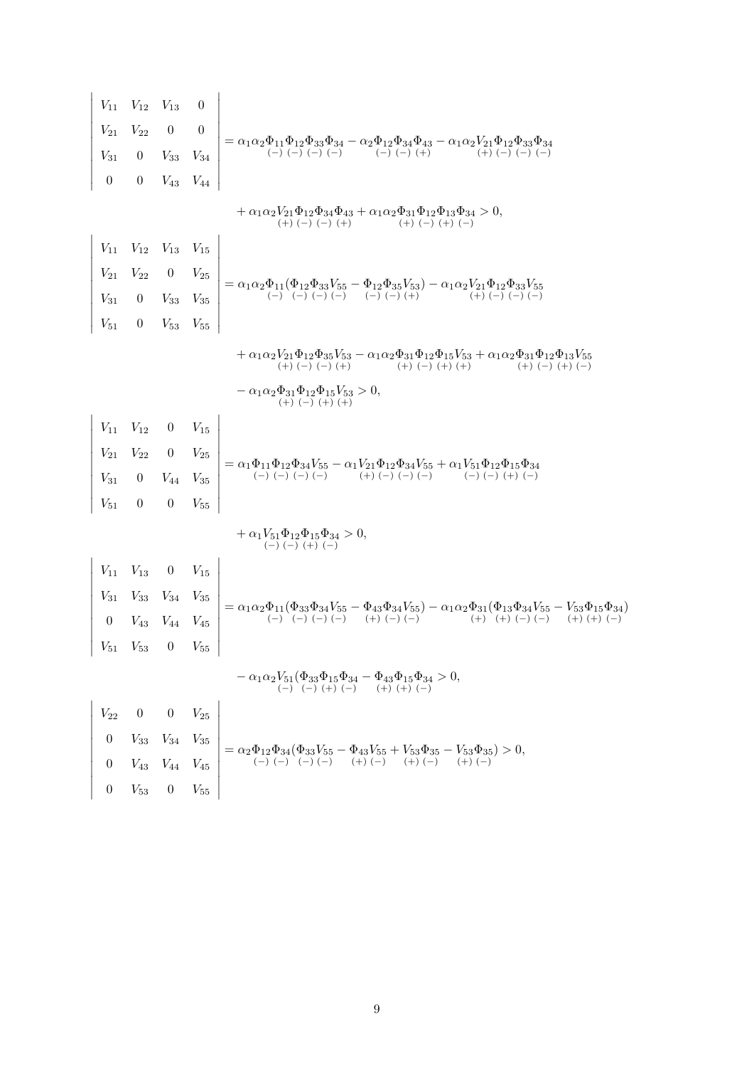$$
\begin{vmatrix} V_{11} & V_{12} & V_{13} & 0 \\ V_{21} & V_{22} & 0 & 0 \\ V_{31} & 0 & V_{33} & V_{34} \\ 0 & 0 & V_{43} & V_{44} \end{vmatrix} = \alpha_1\alpha_2 \underset{(-)}{\Phi_{11}} \underset{(-)}{\Phi_{12}} \underset{(-)}{\Phi_{33}} \underset{(-)}{\Phi_{34}} - \alpha_2 \underset{(-)}{\Phi_{12}} \underset{(-)}{\Phi_{34}} \underset{(+)}{\Phi_{43}} - \alpha_1\alpha_2 \underset{(+)}{V_{21}} \underset{(-)}{\Phi_{12}} \underset{(-)}{\Phi_{33}} \underset{(-)}{\Phi_{34}}
$$

$$
+ \alpha_1\alpha_2 \underset{(+)}{V_{21}} \underset{(-)}{\Phi_{12}} \underset{(-)}{\Phi_{34}} \underset{(+)}{\Phi_{43}} + \alpha_1\alpha_2 \underset{(+)}{\Phi_{31}} \underset{(-)}{\Phi_{12}} \underset{(+)}{\Phi_{13}} \underset{(-)}{\Phi_{34}} > 0,
$$

$$
\begin{vmatrix} V_{11} & V_{12} & V_{13} & V_{15} \\ V_{21} & V_{22} & 0 & V_{25} \\ V_{31} & 0 & V_{33} & V_{35} \\ V_{51} & 0 & V_{53} & V_{55} \end{vmatrix} = \alpha_1\alpha_2 \underset{(-)}{\Phi_{11}} (\underset{(-)}{\Phi_{12}} \underset{(-)}{\Phi_{33}} \underset{(-)}{V_{55}} - \underset{(-)}{\Phi_{12}} \underset{(-)}{\Phi_{35}} \underset{(+)}{V_{53}}) - \alpha_1\alpha_2 \underset{(+)}{V_{21}} \underset{(-)}{\Phi_{12}} \underset{(-)}{\Phi_{33}} \underset{(-)}{V_{55}}
$$

$$
+ \alpha_1\alpha_2 \underset{(+)}{V_{21}} \underset{(-)}{\Phi_{12}} \underset{(-)}{\Phi_{35}} \underset{(+)}{V_{53}} - \alpha_1\alpha_2 \underset{(+)}{\Phi_{31}} \underset{(-)}{\Phi_{12}} \underset{(+)}{\Phi_{15}} \underset{(+)}{V_{53}} + \alpha_1\alpha_2 \underset{(+)}{\Phi_{31}} \underset{(-)}{\Phi_{12}} \underset{(+)}{\Phi_{13}} \underset{(-)}{V_{55}}
$$

$$
- \alpha_1\alpha_2 \underset{(+)}{\Phi_{31}} \underset{(-)}{\Phi_{12}} \underset{(+)}{\Phi_{15}} \underset{(+)}{V_{53}} > 0,
$$

$$
\begin{vmatrix} V_{11} & V_{12} & 0 & V_{15} \\ V_{21} & V_{22} & 0 & V_{25} \\ V_{31} & 0 & V_{44} & V_{35} \\ V_{51} & 0 & 0 & V_{55} \end{vmatrix} = \alpha_1 \underset{(-)}{\Phi_{11}} \underset{(-)}{\Phi_{12}} \underset{(-)}{\Phi_{34}} \underset{(-)}{V_{55}} - \alpha_1 \underset{(+)}{V_{21}} \underset{(-)}{\Phi_{12}} \underset{(-)}{\Phi_{34}} \underset{(-)}{V_{55}} + \alpha_1 \underset{(-)}{V_{51}} \underset{(-)}{\Phi_{12}} \underset{(+)}{\Phi_{15}} \underset{(-)}{\Phi_{34}}
$$

$$
+ \alpha_1 \underset{(-)}{V_{51}} \underset{(-)}{\Phi_{12}} \underset{(+)}{\Phi_{15}} \underset{(-)}{\Phi_{34}} > 0,
$$

$$
\begin{vmatrix} V_{11} & V_{13} & 0 & V_{15} \\ V_{31} & V_{33} & V_{34} & V_{35} \\ 0 & V_{43} & V_{44} & V_{45} \\ V_{51} & V_{53} & 0 & V_{55} \end{vmatrix} = \alpha_1\alpha_2 \underset{(-)}{\Phi_{11}} (\underset{(-)}{\Phi_{33}} \underset{(-)}{\Phi_{34}} \underset{(-)}{V_{55}} - \underset{(+)}{\Phi_{43}} \underset{(-)}{\Phi_{34}} \underset{(-)}{V_{55}}) - \alpha_1\alpha_2 \underset{(+)}{\Phi_{31}} (\underset{(+)}{\Phi_{13}} \underset{(-)}{\Phi_{34}} \underset{(-)}{V_{55}} - \underset{(+)}{V_{53}} \underset{(+)}{\Phi_{15}} \underset{(-)}{\Phi_{34}})
$$

$$
- \alpha_1\alpha_2 \underset{(-)}{V_{51}} (\underset{(-)}{\Phi_{33}} \underset{(+)}{\Phi_{15}} \underset{(-)}{\Phi_{34}} - \underset{(+)}{\Phi_{43}} \underset{(+)}{\Phi_{15}} \underset{(-)}{\Phi_{34}} > 0,
$$

$$
\begin{vmatrix} V_{22} & 0 & 0 & V_{25} \\ 0 & V_{33} & V_{34} & V_{35} \\ 0 & V_{43} & V_{44} & V_{45} \\ 0 & V_{53} & 0 & V_{55} \end{vmatrix} = \alpha_2 \underset{(-)}{\Phi_{12}} \underset{(-)}{\Phi_{34}} (\underset{(-)}{\Phi_{33}} \underset{(-)}{V_{55}} - \underset{(+)}{\Phi_{43}} \underset{(-)}{V_{55}} + \underset{(+)}{V_{53}} \underset{(-)}{\Phi_{35}} - \underset{(+)}{V_{53}} \underset{(-)}{\Phi_{35}}) > 0,
$$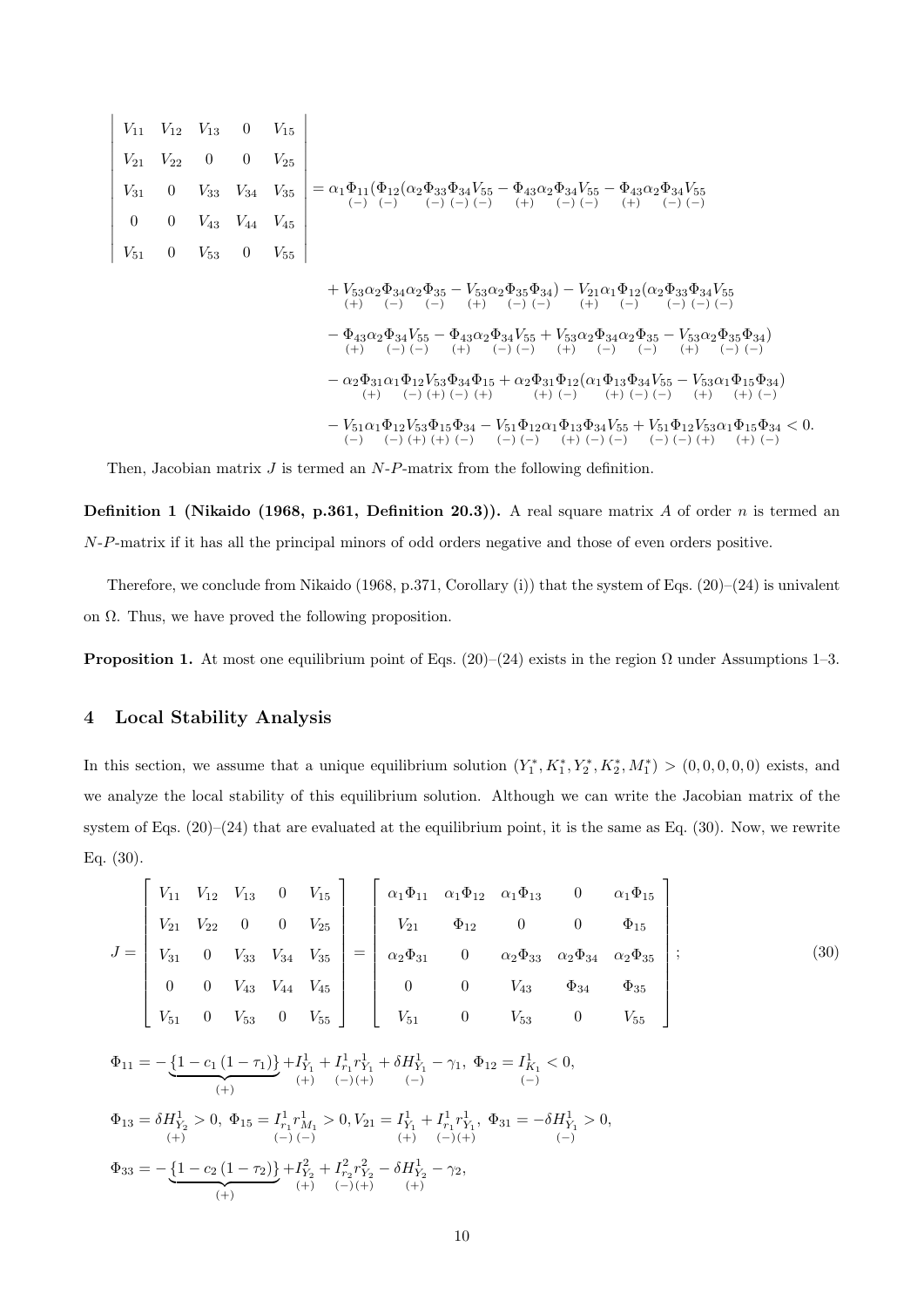$$
\begin{vmatrix}
V_{11} & V_{12} & V_{13} & 0 & V_{15} \\
V_{21} & V_{22} & 0 & 0 & V_{25} \\
V_{31} & 0 & V_{33} & V_{34} & V_{35} \\
0 & 0 & V_{43} & V_{44} & V_{45} \\
V_{51} & 0 & V_{53} & 0 & V_{55}
\end{vmatrix}
= \alpha_1 \underset{(-)}{\Phi_{11}} (\underset{(-)}{\Phi_{12}} (\alpha_2 \underset{(-)}{\Phi_{33}} \underset{(-)}{\Phi_{34}} \underset{(-)}{V_{55}} - \underset{(+)}{\Phi_{43}} \alpha_2 \underset{(-)}{\Phi_{34}} \underset{(-)}{V_{55}} - \underset{(+)}{\Phi_{43}} \alpha_2 \underset{(-)}{\Phi_{34}} \underset{(-)}{V_{55}}
$$

$$
+ \underset{(+)}{V_{53}} \alpha_2 \underset{(-)}{\Phi_{34}} \alpha_2 \underset{(-)}{\Phi_{35}} - \underset{(+)}{V_{53}} \alpha_2 \underset{(-)}{\Phi_{35}} \underset{(-)}{\Phi_{34}}) - \underset{(+)}{V_{21}} \alpha_1 \underset{(-)}{\Phi_{12}} (\alpha_2 \underset{(-)}{\Phi_{33}} \underset{(-)}{\Phi_{34}} \underset{(-)}{V_{55}}
$$

$$
- \underset{(+)}{\Phi_{43}} \alpha_2 \underset{(-)}{\Phi_{34}} \underset{(-)}{V_{55}} - \underset{(+)}{\Phi_{43}} \alpha_2 \underset{(-)}{\Phi_{34}} \underset{(-)}{V_{55}} + \underset{(+)}{V_{53}} \alpha_2 \underset{(-)}{\Phi_{34}} \alpha_2 \underset{(-)}{\Phi_{35}} - \underset{(+)}{V_{53}} \alpha_2 \underset{(-)}{\Phi_{35}} \underset{(-)}{\Phi_{34}})
$$

$$
- \alpha_2 \underset{(+)}{\Phi_{31}} \alpha_1 \underset{(-)}{\Phi_{12}} \underset{(+)}{V_{53}} \underset{(-)}{\Phi_{34}} \underset{(+)}{\Phi_{15}} + \alpha_2 \underset{(+)}{\Phi_{31}} \underset{(-)}{\Phi_{12}} (\alpha_1 \underset{(+)}{\Phi_{13}} \underset{(-)}{\Phi_{34}} \underset{(-)}{V_{55}} - \underset{(+)}{V_{53}} \alpha_1 \underset{(+)}{\Phi_{15}} \underset{(-)}{\Phi_{34}})
$$

$$
- \underset{(-)}{V_{51}} \alpha_1 \underset{(-)}{\Phi_{12}} \underset{(+)}{V_{53}} \underset{(+)}{\Phi_{15}} \underset{(-)}{\Phi_{34}} - \underset{(-)}{V_{51}} \underset{(-)}{\Phi_{12}} \alpha_1 \underset{(+)}{\Phi_{13}} \underset{(-)}{\Phi_{34}} \underset{(-)}{V_{55}} + \underset{(-)}{V_{51}} \underset{(-)}{\Phi_{12}} \underset{(+)}{V_{53}} \alpha_1 \underset{(+)}{\Phi_{15}} \underset{(-)}{\Phi_{34}} < 0.
$$

Then, Jacobian matrix $J$ is termed an $N$-$P$-matrix from the following definition.

**Definition 1 (Nikaido (1968, p.361, Definition 20.3)).** A real square matrix $A$ of order $n$ is termed an $N$-$P$-matrix if it has all the principal minors of odd orders negative and those of even orders positive.

Therefore, we conclude from Nikaido (1968, p.371, Corollary (i)) that the system of Eqs. (20)–(24) is univalent on $\Omega$. Thus, we have proved the following proposition.

**Proposition 1.** At most one equilibrium point of Eqs. (20)–(24) exists in the region $\Omega$ under Assumptions 1–3.

## 4 Local Stability Analysis

In this section, we assume that a unique equilibrium solution $(Y_1^*, K_1^*, Y_2^*, K_2^*, M_1^*) > (0, 0, 0, 0, 0)$ exists, and we analyze the local stability of this equilibrium solution. Although we can write the Jacobian matrix of the system of Eqs. (20)–(24) that are evaluated at the equilibrium point, it is the same as Eq. (30). Now, we rewrite Eq. (30).

$$
J = \begin{bmatrix}
V_{11} & V_{12} & V_{13} & 0 & V_{15} \\
V_{21} & V_{22} & 0 & 0 & V_{25} \\
V_{31} & 0 & V_{33} & V_{34} & V_{35} \\
0 & 0 & V_{43} & V_{44} & V_{45} \\
V_{51} & 0 & V_{53} & 0 & V_{55}
\end{bmatrix}
=
\begin{bmatrix}
\alpha_1 \Phi_{11} & \alpha_1 \Phi_{12} & \alpha_1 \Phi_{13} & 0 & \alpha_1 \Phi_{15} \\
V_{21} & \Phi_{12} & 0 & 0 & \Phi_{15} \\
\alpha_2 \Phi_{31} & 0 & \alpha_2 \Phi_{33} & \alpha_2 \Phi_{34} & \alpha_2 \Phi_{35} \\
0 & 0 & V_{43} & \Phi_{34} & \Phi_{35} \\
V_{51} & 0 & V_{53} & 0 & V_{55}
\end{bmatrix}; \tag{30}
$$

$$
\Phi_{11} = -\underbrace{\{1 - c_1 (1 - \tau_1)\}}_{(+)} + \underset{(+)}{I_{Y_1}^1} + \underset{(-)}{I_{r_1}^1} \underset{(+)}{r_{Y_1}^1} + \delta \underset{(-)}{H_{Y_1}^1} - \gamma_1, \; \Phi_{12} = \underset{(-)}{I_{K_1}^1} < 0,
$$

$$
\Phi_{13} = \delta \underset{(+)}{H_{Y_2}^1} > 0, \; \Phi_{15} = \underset{(-)}{I_{r_1}^1} \underset{(-)}{r_{M_1}^1} > 0, V_{21} = \underset{(+)}{I_{Y_1}^1} + \underset{(-)}{I_{r_1}^1} \underset{(+)}{r_{Y_1}^1}, \; \Phi_{31} = -\delta \underset{(-)}{H_{Y_1}^1} > 0,
$$

$$
\Phi_{33} = -\underbrace{\{1 - c_2 (1 - \tau_2)\}}_{(+)} + \underset{(+)}{I_{Y_2}^2} + \underset{(-)}{I_{r_2}^2} \underset{(+)}{r_{Y_2}^2} - \delta \underset{(+)}{H_{Y_2}^1} - \gamma_2,
$$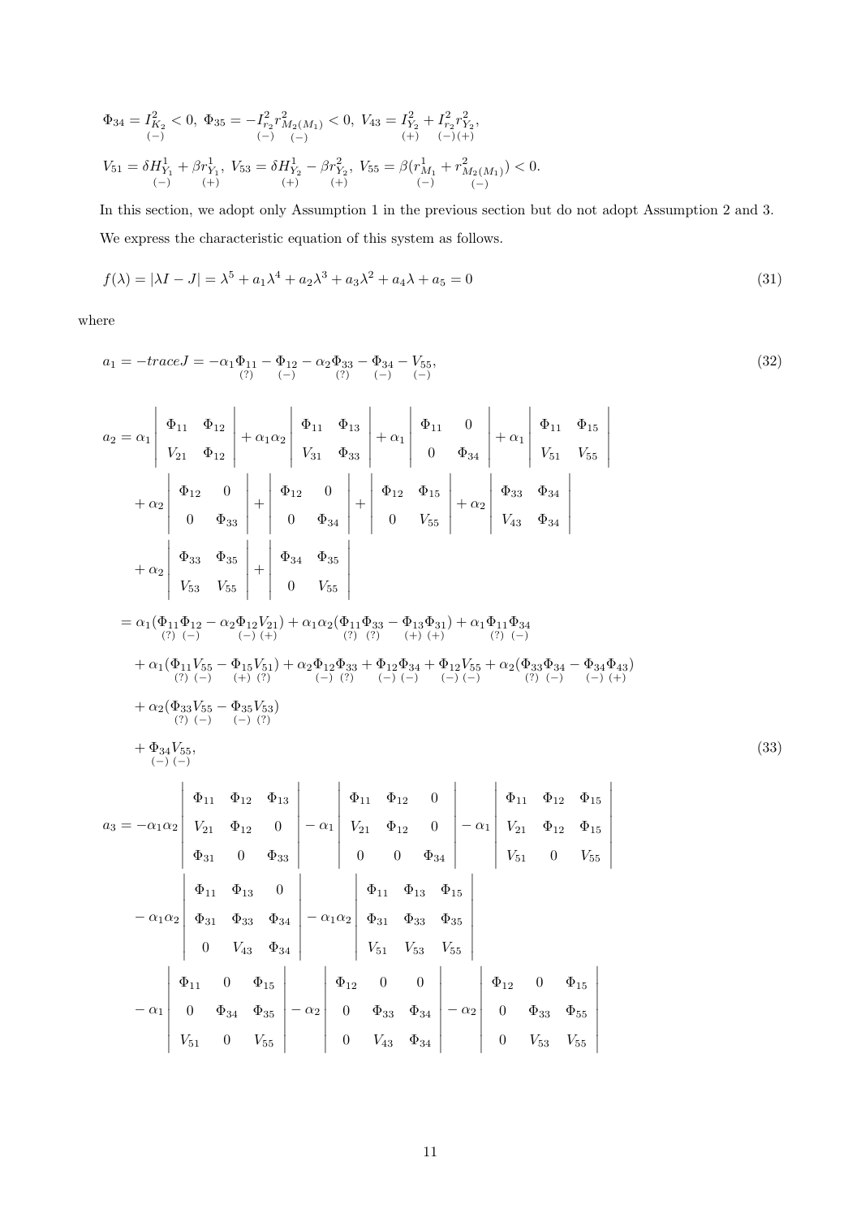$$\Phi_{34} = \underset{(-)}{I_{K_2}^2} < 0,\ \Phi_{35} = -\underset{(-)}{I_{r_2}^2}\underset{(-)}{r_{M_2(M_1)}^2} < 0,\ V_{43} = \underset{(+)}{I_{Y_2}^2} + \underset{(-)}{I_{r_2}^2}\underset{(+)}{r_{Y_2}^2},$$

$$V_{51} = \delta \underset{(-)}{H_{Y_1}^1} + \beta \underset{(+)}{r_{Y_1}^1},\ V_{53} = \delta \underset{(+)}{H_{Y_2}^1} - \beta \underset{(+)}{r_{Y_2}^2},\ V_{55} = \beta(\underset{(-)}{r_{M_1}^1} + \underset{(-)}{r_{M_2(M_1)}^2}) < 0.$$

In this section, we adopt only Assumption 1 in the previous section but do not adopt Assumption 2 and 3. We express the characteristic equation of this system as follows.

$$f(\lambda) = |\lambda I - J| = \lambda^5 + a_1\lambda^4 + a_2\lambda^3 + a_3\lambda^2 + a_4\lambda + a_5 = 0 \tag{31}$$

where

$$a_1 = -traceJ = -\alpha_1 \underset{(?)}{\Phi_{11}} - \underset{(-)}{\Phi_{12}} - \alpha_2 \underset{(?)}{\Phi_{33}} - \underset{(-)}{\Phi_{34}} - \underset{(-)}{V_{55}}, \tag{32}$$

$$\begin{aligned}
a_2 &= \alpha_1 \begin{vmatrix} \Phi_{11} & \Phi_{12} \\ V_{21} & \Phi_{12} \end{vmatrix} + \alpha_1\alpha_2 \begin{vmatrix} \Phi_{11} & \Phi_{13} \\ V_{31} & \Phi_{33} \end{vmatrix} + \alpha_1 \begin{vmatrix} \Phi_{11} & 0 \\ 0 & \Phi_{34} \end{vmatrix} + \alpha_1 \begin{vmatrix} \Phi_{11} & \Phi_{15} \\ V_{51} & V_{55} \end{vmatrix} \\
&\quad + \alpha_2 \begin{vmatrix} \Phi_{12} & 0 \\ 0 & \Phi_{33} \end{vmatrix} + \begin{vmatrix} \Phi_{12} & 0 \\ 0 & \Phi_{34} \end{vmatrix} + \begin{vmatrix} \Phi_{12} & \Phi_{15} \\ 0 & V_{55} \end{vmatrix} + \alpha_2 \begin{vmatrix} \Phi_{33} & \Phi_{34} \\ V_{43} & \Phi_{34} \end{vmatrix} \\
&\quad + \alpha_2 \begin{vmatrix} \Phi_{33} & \Phi_{35} \\ V_{53} & V_{55} \end{vmatrix} + \begin{vmatrix} \Phi_{34} & \Phi_{35} \\ 0 & V_{55} \end{vmatrix} \\
&= \alpha_1(\underset{(?)}{\Phi_{11}}\underset{(-)}{\Phi_{12}} - \alpha_2 \underset{(-)}{\Phi_{12}}\underset{(+)}{V_{21}}) + \alpha_1\alpha_2(\underset{(?)}{\Phi_{11}}\underset{(?)}{\Phi_{33}} - \underset{(+)}{\Phi_{13}}\underset{(+)}{\Phi_{31}}) + \alpha_1 \underset{(?)}{\Phi_{11}}\underset{(-)}{\Phi_{34}} \\
&\quad + \alpha_1(\underset{(?)}{\Phi_{11}}\underset{(-)}{V_{55}} - \underset{(+)}{\Phi_{15}}\underset{(?)}{V_{51}}) + \alpha_2 \underset{(-)}{\Phi_{12}}\underset{(?)}{\Phi_{33}} + \underset{(-)}{\Phi_{12}}\underset{(-)}{\Phi_{34}} + \underset{(-)}{\Phi_{12}}\underset{(-)}{V_{55}} + \alpha_2(\underset{(?)}{\Phi_{33}}\underset{(-)}{\Phi_{34}} - \underset{(-)}{\Phi_{34}}\underset{(+)}{\Phi_{43}}) \\
&\quad + \alpha_2(\underset{(?)}{\Phi_{33}}\underset{(-)}{V_{55}} - \underset{(-)}{\Phi_{35}}\underset{(?)}{V_{53}}) \\
&\quad + \underset{(-)}{\Phi_{34}}\underset{(-)}{V_{55}},
\end{aligned} \tag{33}$$

$$\begin{aligned}
a_3 &= -\alpha_1\alpha_2 \begin{vmatrix} \Phi_{11} & \Phi_{12} & \Phi_{13} \\ V_{21} & \Phi_{12} & 0 \\ \Phi_{31} & 0 & \Phi_{33} \end{vmatrix} - \alpha_1 \begin{vmatrix} \Phi_{11} & \Phi_{12} & 0 \\ V_{21} & \Phi_{12} & 0 \\ 0 & 0 & \Phi_{34} \end{vmatrix} - \alpha_1 \begin{vmatrix} \Phi_{11} & \Phi_{12} & \Phi_{15} \\ V_{21} & \Phi_{12} & \Phi_{15} \\ V_{51} & 0 & V_{55} \end{vmatrix} \\
&\quad - \alpha_1\alpha_2 \begin{vmatrix} \Phi_{11} & \Phi_{13} & 0 \\ \Phi_{31} & \Phi_{33} & \Phi_{34} \\ 0 & V_{43} & \Phi_{34} \end{vmatrix} - \alpha_1\alpha_2 \begin{vmatrix} \Phi_{11} & \Phi_{13} & \Phi_{15} \\ \Phi_{31} & \Phi_{33} & \Phi_{35} \\ V_{51} & V_{53} & V_{55} \end{vmatrix} \\
&\quad - \alpha_1 \begin{vmatrix} \Phi_{11} & 0 & \Phi_{15} \\ 0 & \Phi_{34} & \Phi_{35} \\ V_{51} & 0 & V_{55} \end{vmatrix} - \alpha_2 \begin{vmatrix} \Phi_{12} & 0 & 0 \\ 0 & \Phi_{33} & \Phi_{34} \\ 0 & V_{43} & \Phi_{34} \end{vmatrix} - \alpha_2 \begin{vmatrix} \Phi_{12} & 0 & \Phi_{15} \\ 0 & \Phi_{33} & \Phi_{55} \\ 0 & V_{53} & V_{55} \end{vmatrix}
\end{aligned}$$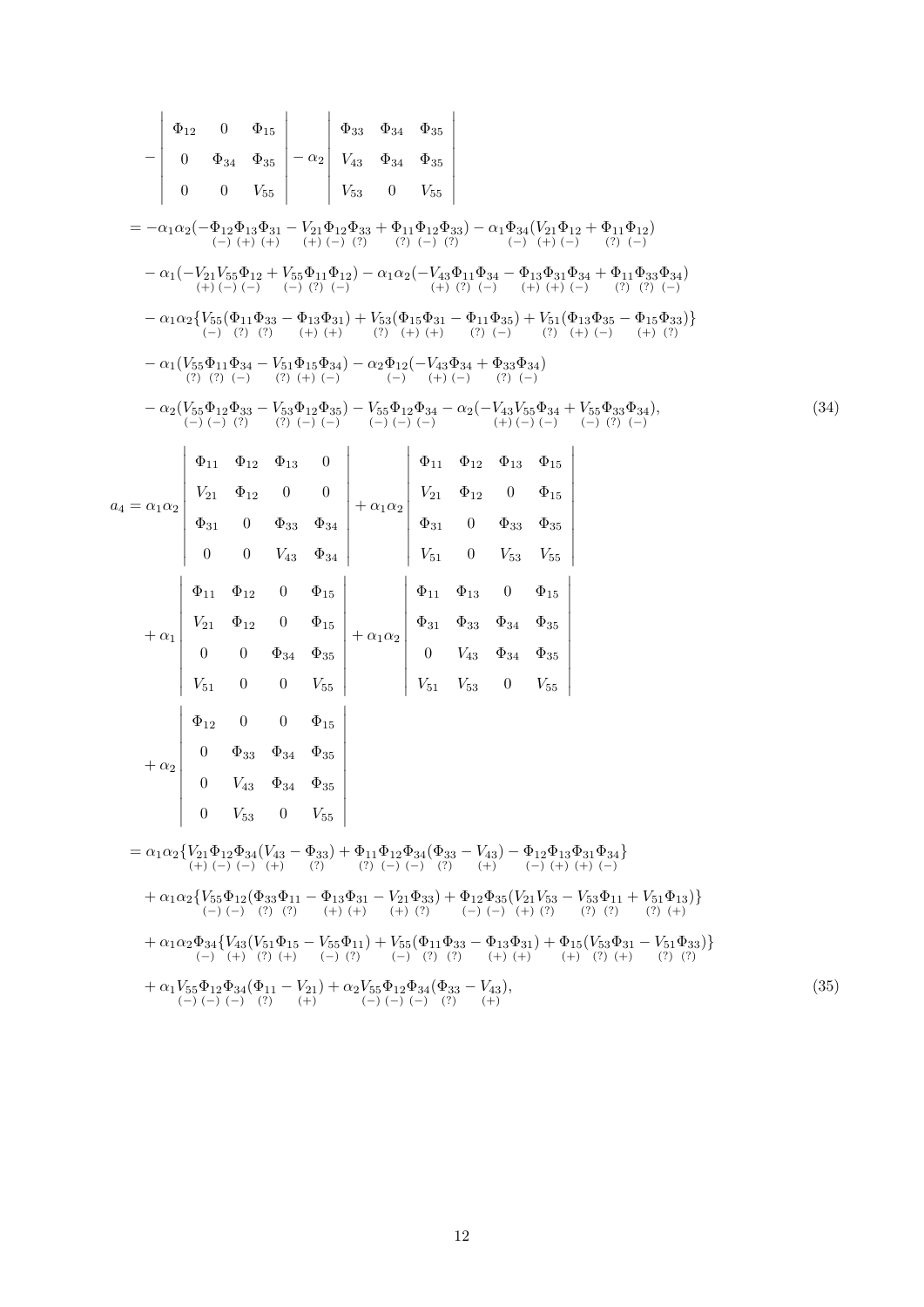$$
\begin{aligned}
&- \begin{vmatrix} \Phi_{12} & 0 & \Phi_{15} \\ 0 & \Phi_{34} & \Phi_{35} \\ 0 & 0 & V_{55} \end{vmatrix} - \alpha_2 \begin{vmatrix} \Phi_{33} & \Phi_{34} & \Phi_{35} \\ V_{43} & \Phi_{34} & \Phi_{35} \\ V_{53} & 0 & V_{55} \end{vmatrix} \\
&= -\alpha_1\alpha_2(-\underset{(-)}{\Phi_{12}}\underset{(+)}{\Phi_{13}}\underset{(+)}{\Phi_{31}} - \underset{(+)}{V_{21}}\underset{(-)}{\Phi_{12}}\underset{(?)}{\Phi_{33}} + \underset{(?)}{\Phi_{11}}\underset{(-)}{\Phi_{12}}\underset{(?)}{\Phi_{33}}) - \alpha_1\underset{(-)}{\Phi_{34}}(\underset{(+)}{V_{21}}\underset{(-)}{\Phi_{12}} + \underset{(?)}{\Phi_{11}}\underset{(-)}{\Phi_{12}}) \\
&\quad - \alpha_1(-\underset{(+)}{V_{21}}\underset{(-)}{V_{55}}\underset{(-)}{\Phi_{12}} + \underset{(-)}{V_{55}}\underset{(?)}{\Phi_{11}}\underset{(-)}{\Phi_{12}}) - \alpha_1\alpha_2(-\underset{(+)}{V_{43}}\underset{(?)}{\Phi_{11}}\underset{(-)}{\Phi_{34}} - \underset{(+)}{\Phi_{13}}\underset{(+)}{\Phi_{31}}\underset{(-)}{\Phi_{34}} + \underset{(?)}{\Phi_{11}}\underset{(?)}{\Phi_{33}}\underset{(-)}{\Phi_{34}}) \\
&\quad - \alpha_1\alpha_2\{\underset{(-)}{V_{55}}(\underset{(?)}{\Phi_{11}}\underset{(?)}{\Phi_{33}} - \underset{(+)}{\Phi_{13}}\underset{(+)}{\Phi_{31}}) + \underset{(?)}{V_{53}}(\underset{(+)}{\Phi_{15}}\underset{(+)}{\Phi_{31}} - \underset{(?)}{\Phi_{11}}\underset{(-)}{\Phi_{35}}) + \underset{(?)}{V_{51}}(\underset{(+)}{\Phi_{13}}\underset{(-)}{\Phi_{35}} - \underset{(+)}{\Phi_{15}}\underset{(?)}{\Phi_{33}})\} \\
&\quad - \alpha_1(\underset{(?)}{V_{55}}\underset{(?)}{\Phi_{11}}\underset{(-)}{\Phi_{34}} - \underset{(?)}{V_{51}}\underset{(+)}{\Phi_{15}}\underset{(-)}{\Phi_{34}}) - \alpha_2\underset{(-)}{\Phi_{12}}(-\underset{(+)}{V_{43}}\underset{(-)}{\Phi_{34}} + \underset{(?)}{\Phi_{33}}\underset{(-)}{\Phi_{34}}) \\
&\quad - \alpha_2(\underset{(-)}{V_{55}}\underset{(-)}{\Phi_{12}}\underset{(?)}{\Phi_{33}} - \underset{(?)}{V_{53}}\underset{(-)}{\Phi_{12}}\underset{(-)}{\Phi_{35}}) - \underset{(-)}{V_{55}}\underset{(-)}{\Phi_{12}}\underset{(-)}{\Phi_{34}} - \alpha_2(-\underset{(+)}{V_{43}}\underset{(-)}{V_{55}}\underset{(-)}{\Phi_{34}} + \underset{(-)}{V_{55}}\underset{(?)}{\Phi_{33}}\underset{(-)}{\Phi_{34}}),
\end{aligned} \tag{34}
$$

$$
\begin{aligned}
a_4 &= \alpha_1\alpha_2 \begin{vmatrix} \Phi_{11} & \Phi_{12} & \Phi_{13} & 0 \\ V_{21} & \Phi_{12} & 0 & 0 \\ \Phi_{31} & 0 & \Phi_{33} & \Phi_{34} \\ 0 & 0 & V_{43} & \Phi_{34} \end{vmatrix} + \alpha_1\alpha_2 \begin{vmatrix} \Phi_{11} & \Phi_{12} & \Phi_{13} & \Phi_{15} \\ V_{21} & \Phi_{12} & 0 & \Phi_{15} \\ \Phi_{31} & 0 & \Phi_{33} & \Phi_{35} \\ V_{51} & 0 & V_{53} & V_{55} \end{vmatrix} \\
&\quad + \alpha_1 \begin{vmatrix} \Phi_{11} & \Phi_{12} & 0 & \Phi_{15} \\ V_{21} & \Phi_{12} & 0 & \Phi_{15} \\ 0 & 0 & \Phi_{34} & \Phi_{35} \\ V_{51} & 0 & 0 & V_{55} \end{vmatrix} + \alpha_1\alpha_2 \begin{vmatrix} \Phi_{11} & \Phi_{13} & 0 & \Phi_{15} \\ \Phi_{31} & \Phi_{33} & \Phi_{34} & \Phi_{35} \\ 0 & V_{43} & \Phi_{34} & \Phi_{35} \\ V_{51} & V_{53} & 0 & V_{55} \end{vmatrix} \\
&\quad + \alpha_2 \begin{vmatrix} \Phi_{12} & 0 & 0 & \Phi_{15} \\ 0 & \Phi_{33} & \Phi_{34} & \Phi_{35} \\ 0 & V_{43} & \Phi_{34} & \Phi_{35} \\ 0 & V_{53} & 0 & V_{55} \end{vmatrix} \\
&= \alpha_1\alpha_2\{\underset{(+)}{V_{21}}\underset{(-)}{\Phi_{12}}\underset{(-)}{\Phi_{34}}(\underset{(+)}{V_{43}} - \underset{(?)}{\Phi_{33}}) + \underset{(?)}{\Phi_{11}}\underset{(-)}{\Phi_{12}}\underset{(-)}{\Phi_{34}}(\underset{(?)}{\Phi_{33}} - \underset{(+)}{V_{43}}) - \underset{(-)}{\Phi_{12}}\underset{(+)}{\Phi_{13}}\underset{(+)}{\Phi_{31}}\underset{(-)}{\Phi_{34}}\} \\
&\quad + \alpha_1\alpha_2\{\underset{(-)}{V_{55}}\underset{(-)}{\Phi_{12}}(\underset{(?)}{\Phi_{33}}\underset{(?)}{\Phi_{11}} - \underset{(+)}{\Phi_{13}}\underset{(+)}{\Phi_{31}} - \underset{(+)}{V_{21}}\underset{(?)}{\Phi_{33}}) + \underset{(-)}{\Phi_{12}}\underset{(-)}{\Phi_{35}}(\underset{(+)}{V_{21}}\underset{(?)}{V_{53}} - \underset{(?)}{V_{53}}\underset{(?)}{\Phi_{11}} + \underset{(?)}{V_{51}}\underset{(+)}{\Phi_{13}})\} \\
&\quad + \alpha_1\alpha_2\underset{(-)}{\Phi_{34}}\{\underset{(+)}{V_{43}}(\underset{(?)}{V_{51}}\underset{(+)}{\Phi_{15}} - \underset{(-)}{V_{55}}\underset{(?)}{\Phi_{11}}) + \underset{(-)}{V_{55}}(\underset{(?)}{\Phi_{11}}\underset{(?)}{\Phi_{33}} - \underset{(+)}{\Phi_{13}}\underset{(+)}{\Phi_{31}}) + \underset{(+)}{\Phi_{15}}(\underset{(?)}{V_{53}}\underset{(+)}{\Phi_{31}} - \underset{(?)}{V_{51}}\underset{(?)}{\Phi_{33}})\} \\
&\quad + \alpha_1\underset{(-)}{V_{55}}\underset{(-)}{\Phi_{12}}\underset{(-)}{\Phi_{34}}(\underset{(?)}{\Phi_{11}} - \underset{(+)}{V_{21}}) + \alpha_2\underset{(-)}{V_{55}}\underset{(-)}{\Phi_{12}}\underset{(-)}{\Phi_{34}}(\underset{(?)}{\Phi_{33}} - \underset{(+)}{V_{43}}),
\end{aligned} \tag{35}
$$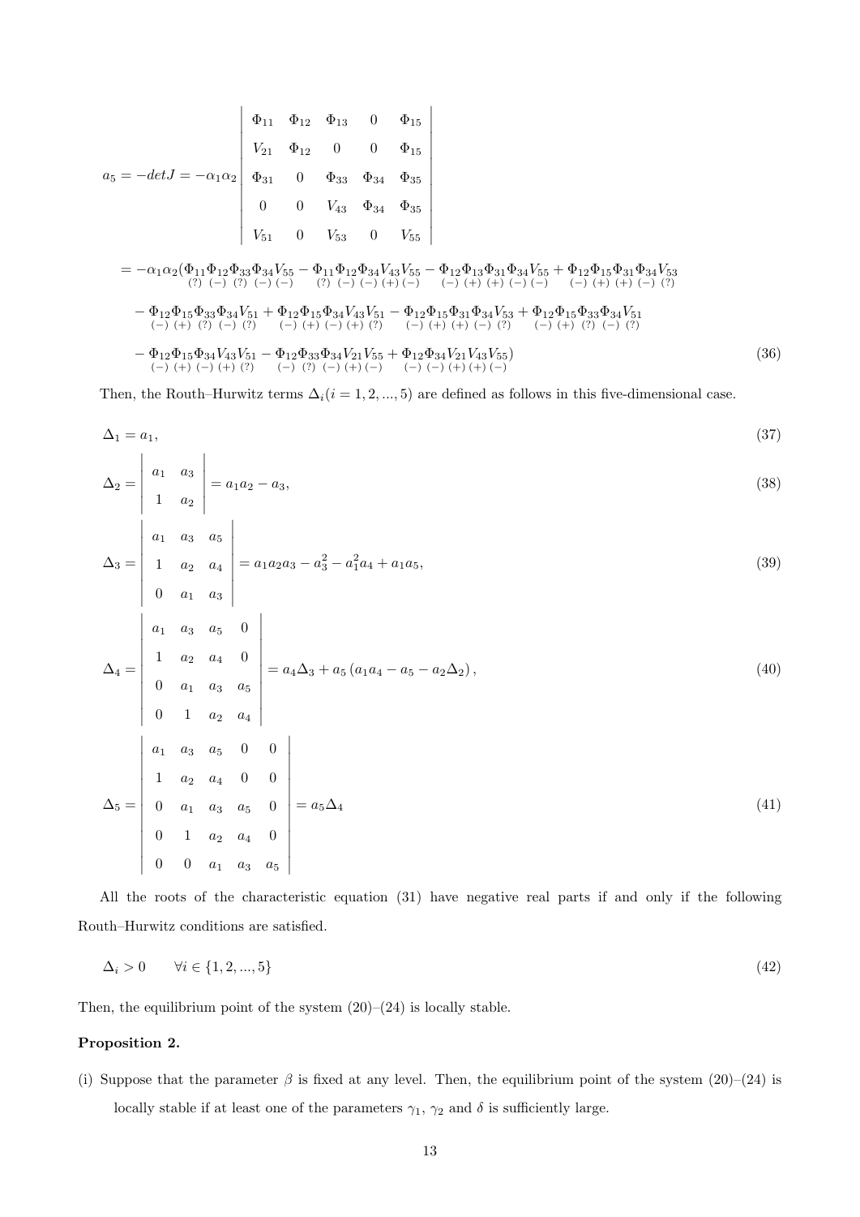$$
a_5 = -detJ = -\alpha_1\alpha_2 \begin{vmatrix} \Phi_{11} & \Phi_{12} & \Phi_{13} & 0 & \Phi_{15} \\ V_{21} & \Phi_{12} & 0 & 0 & \Phi_{15} \\ \Phi_{31} & 0 & \Phi_{33} & \Phi_{34} & \Phi_{35} \\ 0 & 0 & V_{43} & \Phi_{34} & \Phi_{35} \\ V_{51} & 0 & V_{53} & 0 & V_{55} \end{vmatrix}
$$

$$
\begin{aligned}
&= -\alpha_1\alpha_2(\underset{(?)\ (-)\ (?)\ (-)\ (-)}{\Phi_{11}\Phi_{12}\Phi_{33}\Phi_{34}V_{55}} - \underset{(?)\ (-)\ (-)\ (+)\ (-)}{\Phi_{11}\Phi_{12}\Phi_{34}V_{43}V_{55}} - \underset{(-)\ (+)\ (+)\ (-)\ (-)}{\Phi_{12}\Phi_{13}\Phi_{31}\Phi_{34}V_{55}} + \underset{(-)\ (+)\ (+)\ (-)\ (?)}{\Phi_{12}\Phi_{15}\Phi_{31}\Phi_{34}V_{53}} \\
&\quad - \underset{(-)\ (+)\ (?)\ (-)\ (?)}{\Phi_{12}\Phi_{15}\Phi_{33}\Phi_{34}V_{51}} + \underset{(-)\ (+)\ (-)\ (+)\ (?)}{\Phi_{12}\Phi_{15}\Phi_{34}V_{43}V_{51}} - \underset{(-)\ (+)\ (+)\ (-)\ (?)}{\Phi_{12}\Phi_{15}\Phi_{31}\Phi_{34}V_{53}} + \underset{(-)\ (+)\ (?)\ (-)\ (?)}{\Phi_{12}\Phi_{15}\Phi_{33}\Phi_{34}V_{51}} \\
&\quad - \underset{(-)\ (+)\ (-)\ (+)\ (?)}{\Phi_{12}\Phi_{15}\Phi_{34}V_{43}V_{51}} - \underset{(-)\ (?)\ (-)\ (+)\ (-)}{\Phi_{12}\Phi_{33}\Phi_{34}V_{21}V_{55}} + \underset{(-)\ (-)\ (+)\ (+)\ (-)}{\Phi_{12}\Phi_{34}V_{21}V_{43}V_{55}})
\end{aligned} \tag{36}
$$

Then, the Routh–Hurwitz terms $\Delta_i (i = 1, 2, ..., 5)$ are defined as follows in this five-dimensional case.

$$
\Delta_1 = a_1, \tag{37}
$$

$$
\Delta_2 = \begin{vmatrix} a_1 & a_3 \\ 1 & a_2 \end{vmatrix} = a_1a_2 - a_3, \tag{38}
$$

$$
\Delta_3 = \begin{vmatrix} a_1 & a_3 & a_5 \\ 1 & a_2 & a_4 \\ 0 & a_1 & a_3 \end{vmatrix} = a_1a_2a_3 - a_3^2 - a_1^2a_4 + a_1a_5, \tag{39}
$$

$$
\Delta_4 = \begin{vmatrix} a_1 & a_3 & a_5 & 0 \\ 1 & a_2 & a_4 & 0 \\ 0 & a_1 & a_3 & a_5 \\ 0 & 1 & a_2 & a_4 \end{vmatrix} = a_4\Delta_3 + a_5\left(a_1a_4 - a_5 - a_2\Delta_2\right), \tag{40}
$$

$$
\Delta_5 = \begin{vmatrix} a_1 & a_3 & a_5 & 0 & 0 \\ 1 & a_2 & a_4 & 0 & 0 \\ 0 & a_1 & a_3 & a_5 & 0 \\ 0 & 1 & a_2 & a_4 & 0 \\ 0 & 0 & a_1 & a_3 & a_5 \end{vmatrix} = a_5\Delta_4 \tag{41}
$$

All the roots of the characteristic equation (31) have negative real parts if and only if the following Routh–Hurwitz conditions are satisfied.

$$
\Delta_i > 0 \qquad \forall i \in \{1, 2, ..., 5\} \tag{42}
$$

Then, the equilibrium point of the system (20)–(24) is locally stable.

**Proposition 2.**

(i) Suppose that the parameter $\beta$ is fixed at any level. Then, the equilibrium point of the system (20)–(24) is locally stable if at least one of the parameters $\gamma_1$, $\gamma_2$ and $\delta$ is sufficiently large.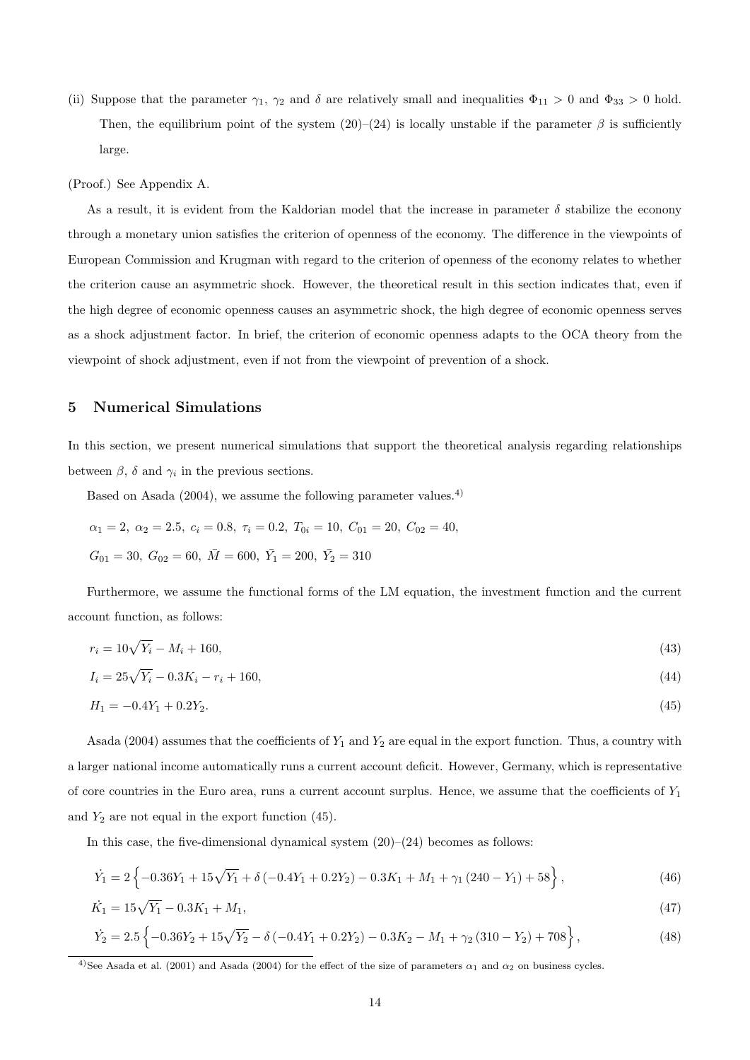(ii) Suppose that the parameter $\gamma_1$, $\gamma_2$ and $\delta$ are relatively small and inequalities $\Phi_{11} > 0$ and $\Phi_{33} > 0$ hold. Then, the equilibrium point of the system (20)–(24) is locally unstable if the parameter $\beta$ is sufficiently large.

(Proof.) See Appendix A.

As a result, it is evident from the Kaldorian model that the increase in parameter $\delta$ stabilize the econony through a monetary union satisfies the criterion of openness of the economy. The difference in the viewpoints of European Commission and Krugman with regard to the criterion of openness of the economy relates to whether the criterion cause an asymmetric shock. However, the theoretical result in this section indicates that, even if the high degree of economic openness causes an asymmetric shock, the high degree of economic openness serves as a shock adjustment factor. In brief, the criterion of economic openness adapts to the OCA theory from the viewpoint of shock adjustment, even if not from the viewpoint of prevention of a shock.

## 5 Numerical Simulations

In this section, we present numerical simulations that support the theoretical analysis regarding relationships between $\beta$, $\delta$ and $\gamma_i$ in the previous sections.

Based on Asada (2004), we assume the following parameter values.[4)]

$$\alpha_1 = 2,\ \alpha_2 = 2.5,\ c_i = 0.8,\ \tau_i = 0.2,\ T_{0i} = 10,\ C_{01} = 20,\ C_{02} = 40,$$

$$G_{01} = 30,\ G_{02} = 60,\ \bar{M} = 600,\ \bar{Y_1} = 200,\ \bar{Y_2} = 310$$

Furthermore, we assume the functional forms of the LM equation, the investment function and the current account function, as follows:

$$r_i = 10\sqrt{Y_i} - M_i + 160, \tag{43}$$

$$I_i = 25\sqrt{Y_i} - 0.3K_i - r_i + 160, \tag{44}$$

$$H_1 = -0.4Y_1 + 0.2Y_2. \tag{45}$$

Asada (2004) assumes that the coefficients of $Y_1$ and $Y_2$ are equal in the export function. Thus, a country with a larger national income automatically runs a current account deficit. However, Germany, which is representative of core countries in the Euro area, runs a current account surplus. Hence, we assume that the coefficients of $Y_1$ and $Y_2$ are not equal in the export function (45).

In this case, the five-dimensional dynamical system (20)–(24) becomes as follows:

$$\dot{Y_1} = 2\left\{-0.36Y_1 + 15\sqrt{Y_1} + \delta\left(-0.4Y_1 + 0.2Y_2\right) - 0.3K_1 + M_1 + \gamma_1\left(240 - Y_1\right) + 58\right\}, \tag{46}$$

$$\dot{K_1} = 15\sqrt{Y_1} - 0.3K_1 + M_1, \tag{47}$$

$$\dot{Y_2} = 2.5\left\{-0.36Y_2 + 15\sqrt{Y_2} - \delta\left(-0.4Y_1 + 0.2Y_2\right) - 0.3K_2 - M_1 + \gamma_2\left(310 - Y_2\right) + 708\right\}, \tag{48}$$

4) See Asada et al. (2001) and Asada (2004) for the effect of the size of parameters $\alpha_1$ and $\alpha_2$ on business cycles.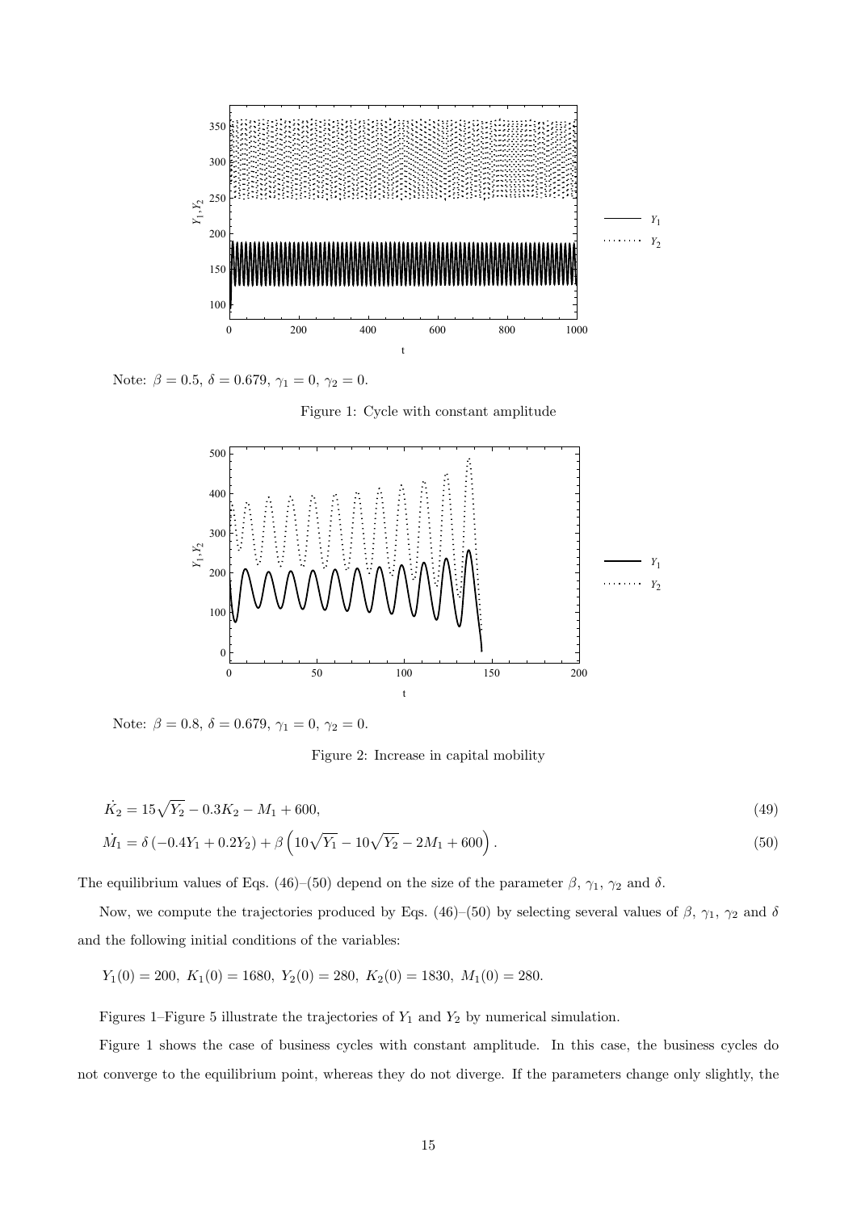Note: $\beta = 0.5$, $\delta = 0.679$, $\gamma_1 = 0$, $\gamma_2 = 0$.

Figure 1: Cycle with constant amplitude

Note: $\beta = 0.8$, $\delta = 0.679$, $\gamma_1 = 0$, $\gamma_2 = 0$.

Figure 2: Increase in capital mobility

$$\dot{K}_2 = 15\sqrt{Y_2} - 0.3K_2 - M_1 + 600, \tag{49}$$

$$\dot{M}_1 = \delta\left(-0.4Y_1 + 0.2Y_2\right) + \beta\left(10\sqrt{Y_1} - 10\sqrt{Y_2} - 2M_1 + 600\right). \tag{50}$$

The equilibrium values of Eqs. (46)–(50) depend on the size of the parameter $\beta$, $\gamma_1$, $\gamma_2$ and $\delta$.

Now, we compute the trajectories produced by Eqs. (46)–(50) by selecting several values of $\beta$, $\gamma_1$, $\gamma_2$ and $\delta$ and the following initial conditions of the variables:

$Y_1(0) = 200,\ K_1(0) = 1680,\ Y_2(0) = 280,\ K_2(0) = 1830,\ M_1(0) = 280.$

Figures 1–Figure 5 illustrate the trajectories of $Y_1$ and $Y_2$ by numerical simulation.

Figure 1 shows the case of business cycles with constant amplitude. In this case, the business cycles do not converge to the equilibrium point, whereas they do not diverge. If the parameters change only slightly, the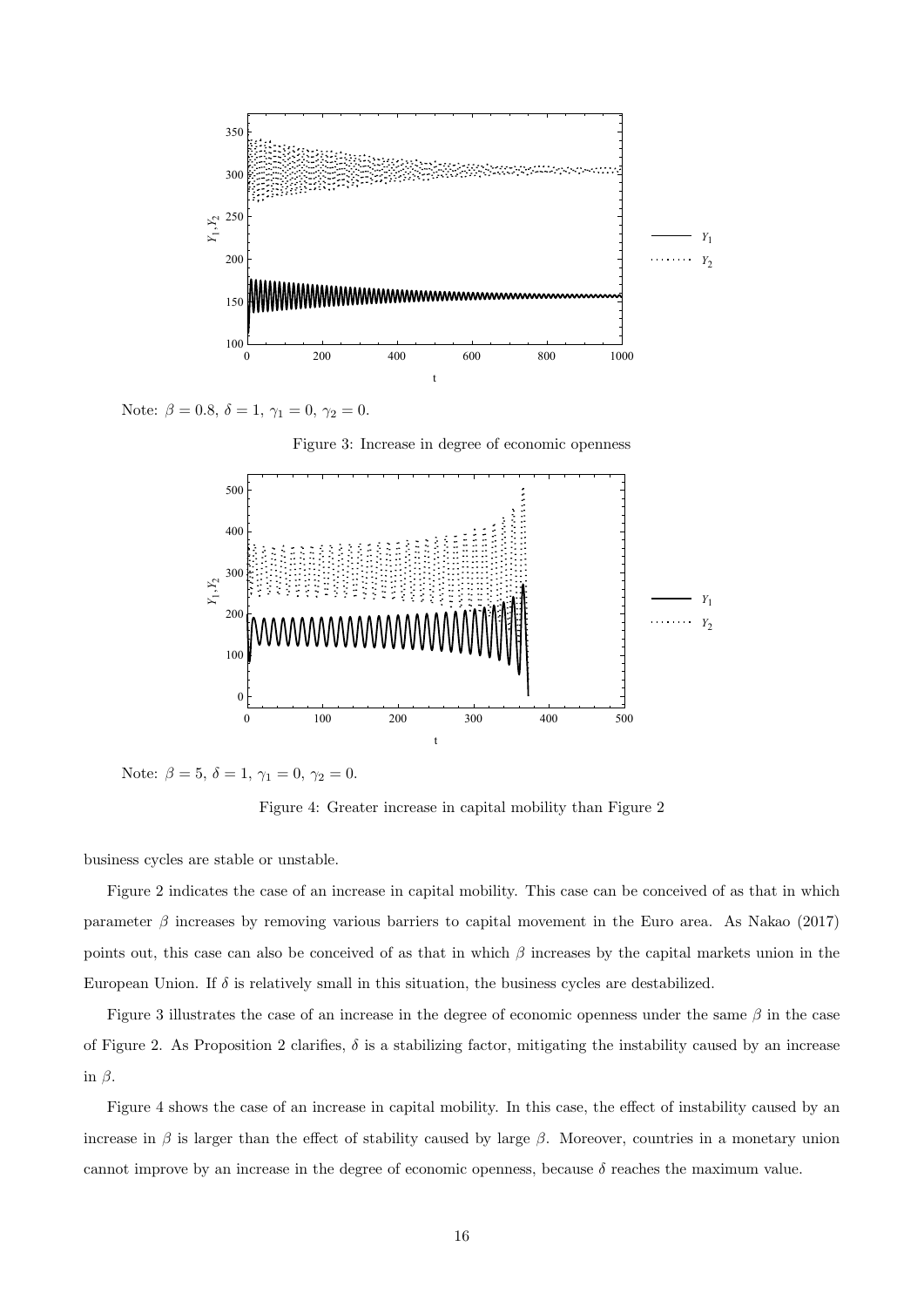Note: $\beta = 0.8$, $\delta = 1$, $\gamma_1 = 0$, $\gamma_2 = 0$.

Figure 3: Increase in degree of economic openness

Note: $\beta = 5$, $\delta = 1$, $\gamma_1 = 0$, $\gamma_2 = 0$.

Figure 4: Greater increase in capital mobility than Figure 2

business cycles are stable or unstable.

Figure 2 indicates the case of an increase in capital mobility. This case can be conceived of as that in which parameter $\beta$ increases by removing various barriers to capital movement in the Euro area. As Nakao (2017) points out, this case can also be conceived of as that in which $\beta$ increases by the capital markets union in the European Union. If $\delta$ is relatively small in this situation, the business cycles are destabilized.

Figure 3 illustrates the case of an increase in the degree of economic openness under the same $\beta$ in the case of Figure 2. As Proposition 2 clarifies, $\delta$ is a stabilizing factor, mitigating the instability caused by an increase in $\beta$.

Figure 4 shows the case of an increase in capital mobility. In this case, the effect of instability caused by an increase in $\beta$ is larger than the effect of stability caused by large $\beta$. Moreover, countries in a monetary union cannot improve by an increase in the degree of economic openness, because $\delta$ reaches the maximum value.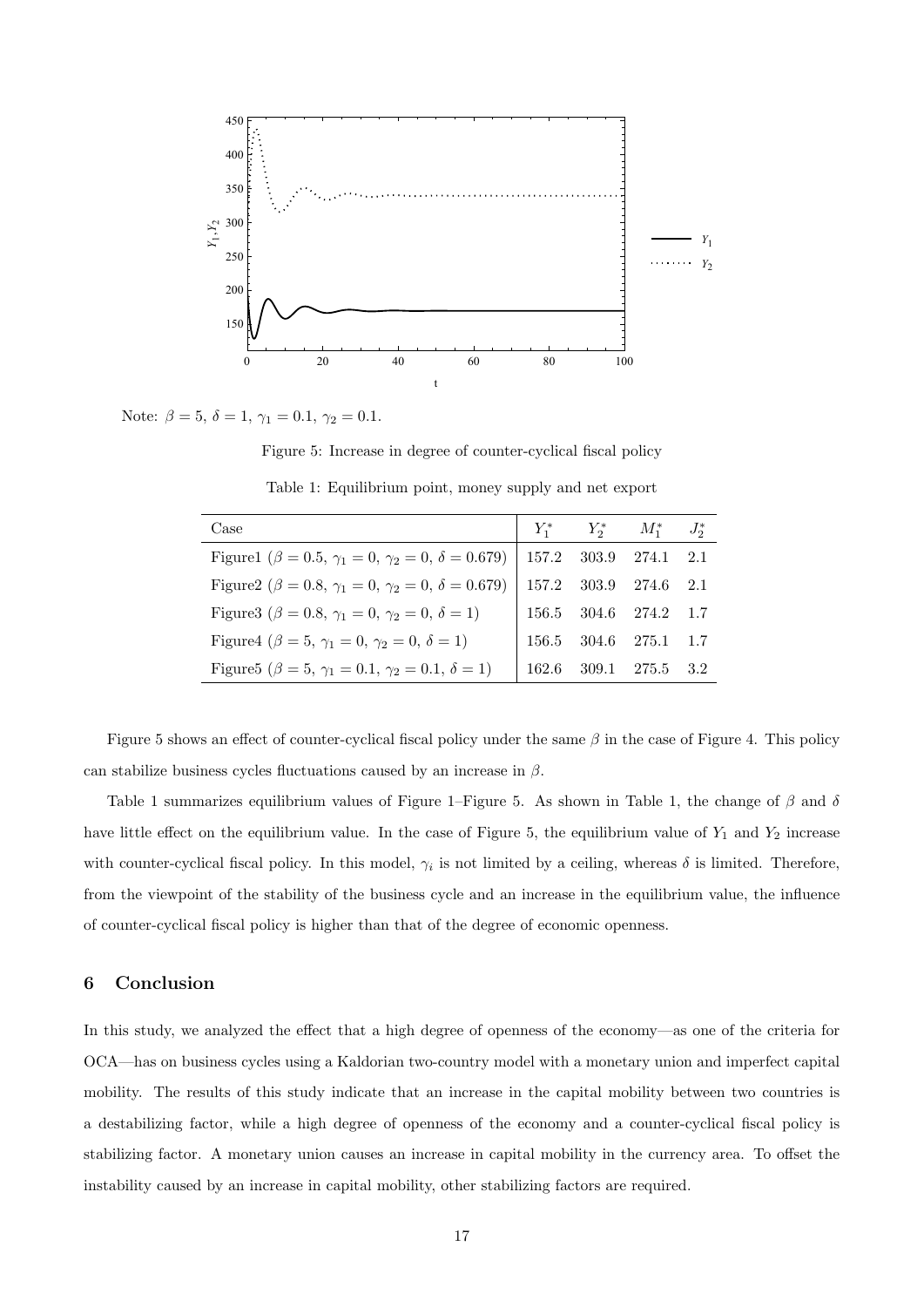Note: $\beta = 5$, $\delta = 1$, $\gamma_1 = 0.1$, $\gamma_2 = 0.1$.

Figure 5: Increase in degree of counter-cyclical fiscal policy

Table 1: Equilibrium point, money supply and net export

| Case | $Y_1^*$ | $Y_2^*$ | $M_1^*$ | $J_2^*$ |
|---|---|---|---|---|
| Figure1 ($\beta = 0.5$, $\gamma_1 = 0$, $\gamma_2 = 0$, $\delta = 0.679$) | 157.2 | 303.9 | 274.1 | 2.1 |
| Figure2 ($\beta = 0.8$, $\gamma_1 = 0$, $\gamma_2 = 0$, $\delta = 0.679$) | 157.2 | 303.9 | 274.6 | 2.1 |
| Figure3 ($\beta = 0.8$, $\gamma_1 = 0$, $\gamma_2 = 0$, $\delta = 1$) | 156.5 | 304.6 | 274.2 | 1.7 |
| Figure4 ($\beta = 5$, $\gamma_1 = 0$, $\gamma_2 = 0$, $\delta = 1$) | 156.5 | 304.6 | 275.1 | 1.7 |
| Figure5 ($\beta = 5$, $\gamma_1 = 0.1$, $\gamma_2 = 0.1$, $\delta = 1$) | 162.6 | 309.1 | 275.5 | 3.2 |

Figure 5 shows an effect of counter-cyclical fiscal policy under the same $\beta$ in the case of Figure 4. This policy can stabilize business cycles fluctuations caused by an increase in $\beta$.

Table 1 summarizes equilibrium values of Figure 1–Figure 5. As shown in Table 1, the change of $\beta$ and $\delta$ have little effect on the equilibrium value. In the case of Figure 5, the equilibrium value of $Y_1$ and $Y_2$ increase with counter-cyclical fiscal policy. In this model, $\gamma_i$ is not limited by a ceiling, whereas $\delta$ is limited. Therefore, from the viewpoint of the stability of the business cycle and an increase in the equilibrium value, the influence of counter-cyclical fiscal policy is higher than that of the degree of economic openness.

## 6 Conclusion

In this study, we analyzed the effect that a high degree of openness of the economy—as one of the criteria for OCA—has on business cycles using a Kaldorian two-country model with a monetary union and imperfect capital mobility. The results of this study indicate that an increase in the capital mobility between two countries is a destabilizing factor, while a high degree of openness of the economy and a counter-cyclical fiscal policy is stabilizing factor. A monetary union causes an increase in capital mobility in the currency area. To offset the instability caused by an increase in capital mobility, other stabilizing factors are required.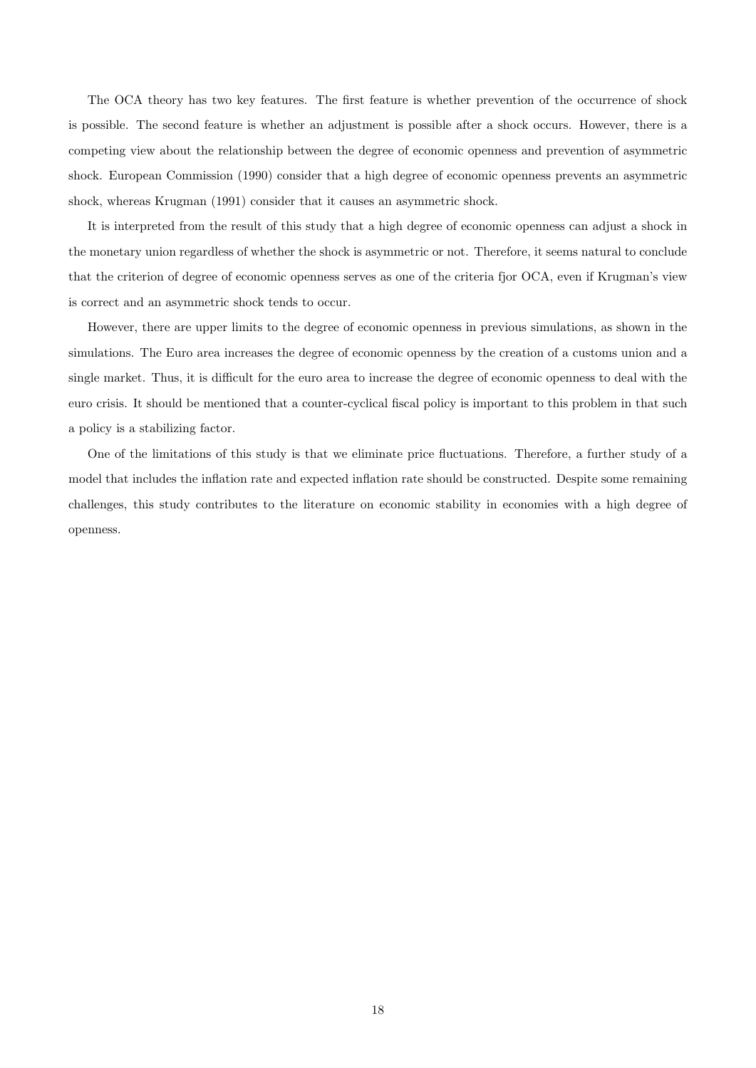The OCA theory has two key features. The first feature is whether prevention of the occurrence of shock is possible. The second feature is whether an adjustment is possible after a shock occurs. However, there is a competing view about the relationship between the degree of economic openness and prevention of asymmetric shock. European Commission (1990) consider that a high degree of economic openness prevents an asymmetric shock, whereas Krugman (1991) consider that it causes an asymmetric shock.

It is interpreted from the result of this study that a high degree of economic openness can adjust a shock in the monetary union regardless of whether the shock is asymmetric or not. Therefore, it seems natural to conclude that the criterion of degree of economic openness serves as one of the criteria fjor OCA, even if Krugman's view is correct and an asymmetric shock tends to occur.

However, there are upper limits to the degree of economic openness in previous simulations, as shown in the simulations. The Euro area increases the degree of economic openness by the creation of a customs union and a single market. Thus, it is difficult for the euro area to increase the degree of economic openness to deal with the euro crisis. It should be mentioned that a counter-cyclical fiscal policy is important to this problem in that such a policy is a stabilizing factor.

One of the limitations of this study is that we eliminate price fluctuations. Therefore, a further study of a model that includes the inflation rate and expected inflation rate should be constructed. Despite some remaining challenges, this study contributes to the literature on economic stability in economies with a high degree of openness.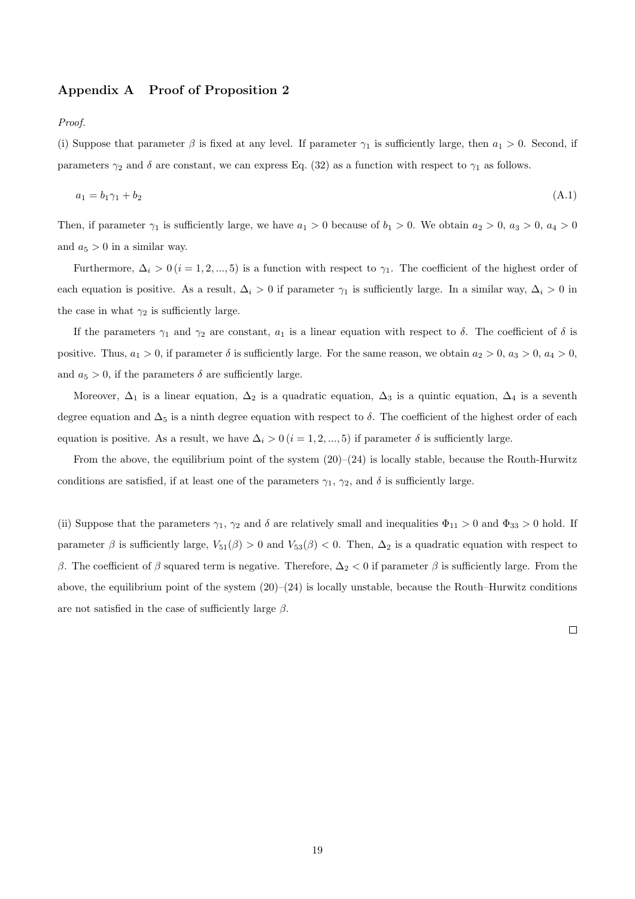## Appendix A Proof of Proposition 2

*Proof.*

(i) Suppose that parameter $\beta$ is fixed at any level. If parameter $\gamma_1$ is sufficiently large, then $a_1 > 0$. Second, if parameters $\gamma_2$ and $\delta$ are constant, we can express Eq. (32) as a function with respect to $\gamma_1$ as follows.

$$a_1 = b_1\gamma_1 + b_2 \tag{A.1}$$

Then, if parameter $\gamma_1$ is sufficiently large, we have $a_1 > 0$ because of $b_1 > 0$. We obtain $a_2 > 0$, $a_3 > 0$, $a_4 > 0$ and $a_5 > 0$ in a similar way.

Furthermore, $\Delta_i > 0\,(i = 1, 2, ..., 5)$ is a function with respect to $\gamma_1$. The coefficient of the highest order of each equation is positive. As a result, $\Delta_i > 0$ if parameter $\gamma_1$ is sufficiently large. In a similar way, $\Delta_i > 0$ in the case in what $\gamma_2$ is sufficiently large.

If the parameters $\gamma_1$ and $\gamma_2$ are constant, $a_1$ is a linear equation with respect to $\delta$. The coefficient of $\delta$ is positive. Thus, $a_1 > 0$, if parameter $\delta$ is sufficiently large. For the same reason, we obtain $a_2 > 0$, $a_3 > 0$, $a_4 > 0$, and $a_5 > 0$, if the parameters $\delta$ are sufficiently large.

Moreover, $\Delta_1$ is a linear equation, $\Delta_2$ is a quadratic equation, $\Delta_3$ is a quintic equation, $\Delta_4$ is a seventh degree equation and $\Delta_5$ is a ninth degree equation with respect to $\delta$. The coefficient of the highest order of each equation is positive. As a result, we have $\Delta_i > 0\,(i = 1, 2, ..., 5)$ if parameter $\delta$ is sufficiently large.

From the above, the equilibrium point of the system (20)–(24) is locally stable, because the Routh-Hurwitz conditions are satisfied, if at least one of the parameters $\gamma_1$, $\gamma_2$, and $\delta$ is sufficiently large.

(ii) Suppose that the parameters $\gamma_1$, $\gamma_2$ and $\delta$ are relatively small and inequalities $\Phi_{11} > 0$ and $\Phi_{33} > 0$ hold. If parameter $\beta$ is sufficiently large, $V_{51}(\beta) > 0$ and $V_{53}(\beta) < 0$. Then, $\Delta_2$ is a quadratic equation with respect to $\beta$. The coefficient of $\beta$ squared term is negative. Therefore, $\Delta_2 < 0$ if parameter $\beta$ is sufficiently large. From the above, the equilibrium point of the system (20)–(24) is locally unstable, because the Routh–Hurwitz conditions are not satisfied in the case of sufficiently large $\beta$.

□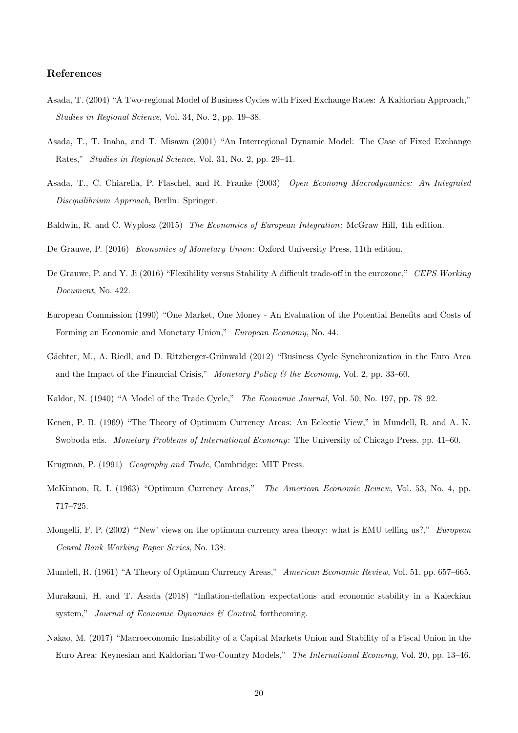## References

Asada, T. (2004) "A Two-regional Model of Business Cycles with Fixed Exchange Rates: A Kaldorian Approach," *Studies in Regional Science*, Vol. 34, No. 2, pp. 19–38.

Asada, T., T. Inaba, and T. Misawa (2001) "An Interregional Dynamic Model: The Case of Fixed Exchange Rates," *Studies in Regional Science*, Vol. 31, No. 2, pp. 29–41.

Asada, T., C. Chiarella, P. Flaschel, and R. Franke (2003) *Open Economy Macrodynamics: An Integrated Disequilibrium Approach*, Berlin: Springer.

Baldwin, R. and C. Wyplosz (2015) *The Economics of European Integration*: McGraw Hill, 4th edition.

De Grauwe, P. (2016) *Economics of Monetary Union*: Oxford University Press, 11th edition.

De Grauwe, P. and Y. Ji (2016) "Flexibility versus Stability A difficult trade-off in the eurozone," *CEPS Working Document*, No. 422.

European Commission (1990) "One Market, One Money - An Evaluation of the Potential Benefits and Costs of Forming an Economic and Monetary Union," *European Economy*, No. 44.

Gächter, M., A. Riedl, and D. Ritzberger-Grünwald (2012) "Business Cycle Synchronization in the Euro Area and the Impact of the Financial Crisis," *Monetary Policy & the Economy*, Vol. 2, pp. 33–60.

Kaldor, N. (1940) "A Model of the Trade Cycle," *The Economic Journal*, Vol. 50, No. 197, pp. 78–92.

Kenen, P. B. (1969) "The Theory of Optimum Currency Areas: An Eclectic View," in Mundell, R. and A. K. Swoboda eds. *Monetary Problems of International Economy*: The University of Chicago Press, pp. 41–60.

Krugman, P. (1991) *Geography and Trade*, Cambridge: MIT Press.

McKinnon, R. I. (1963) "Optimum Currency Areas," *The American Economic Review*, Vol. 53, No. 4, pp. 717–725.

Mongelli, F. P. (2002) "'New' views on the optimum currency area theory: what is EMU telling us?," *European Cenral Bank Working Paper Series*, No. 138.

Mundell, R. (1961) "A Theory of Optimum Currency Areas," *American Economic Review*, Vol. 51, pp. 657–665.

Murakami, H. and T. Asada (2018) "Inflation-deflation expectations and economic stability in a Kaleckian system," *Journal of Economic Dynamics & Control*, forthcoming.

Nakao, M. (2017) "Macroeconomic Instability of a Capital Markets Union and Stability of a Fiscal Union in the Euro Area: Keynesian and Kaldorian Two-Country Models," *The International Economy*, Vol. 20, pp. 13–46.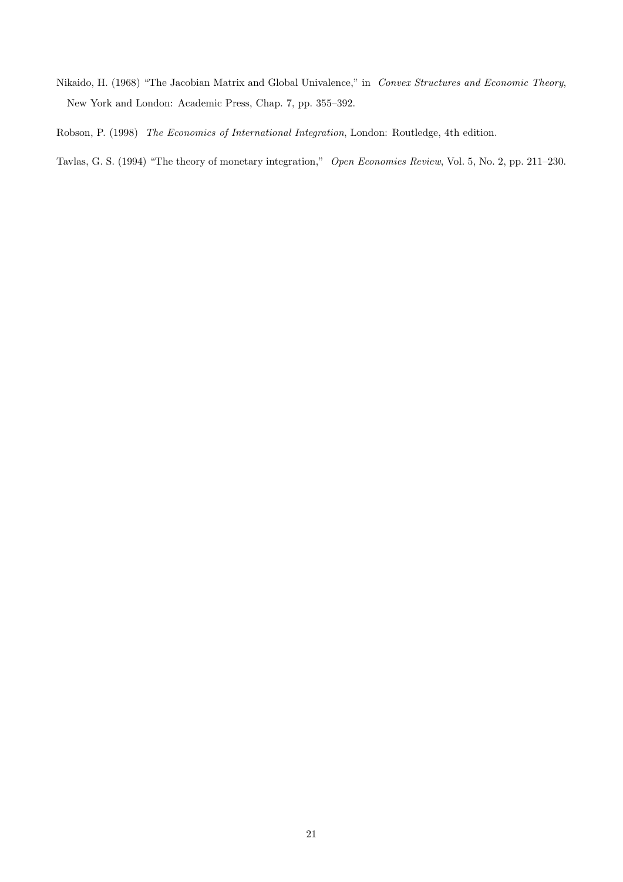Nikaido, H. (1968) "The Jacobian Matrix and Global Univalence," in *Convex Structures and Economic Theory*, New York and London: Academic Press, Chap. 7, pp. 355–392.

Robson, P. (1998) *The Economics of International Integration*, London: Routledge, 4th edition.

Tavlas, G. S. (1994) "The theory of monetary integration," *Open Economies Review*, Vol. 5, No. 2, pp. 211–230.